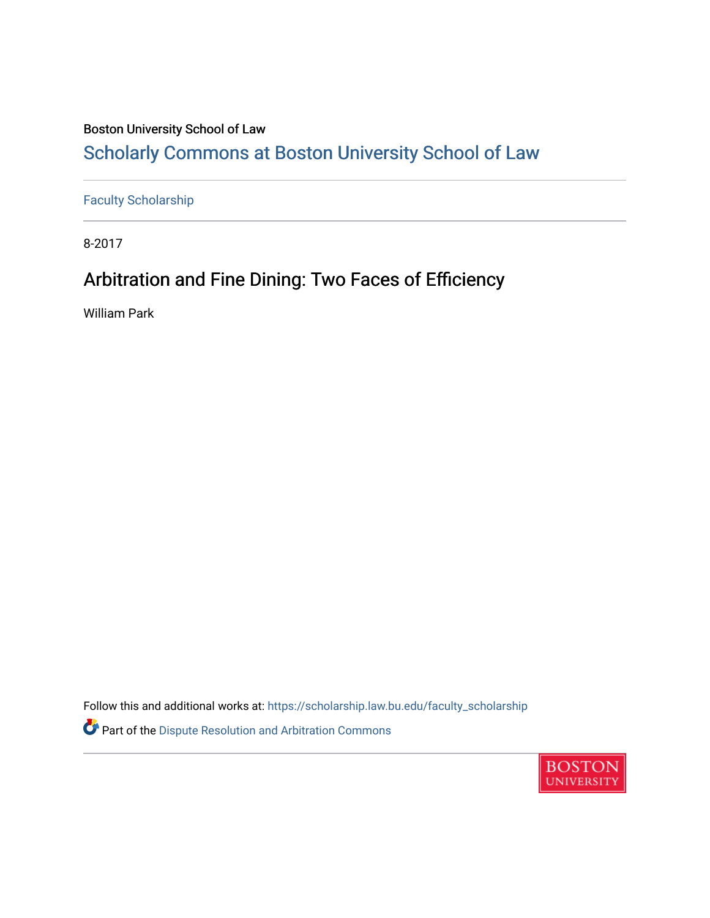Boston University School of Law

## Scholarly Commons at Boston University School of Law

Faculty Scholarship

8-2017

# Arbitration and Fine Dining: Two Faces of Efficiency

William Park

Follow this and additional works at: https://scholarship.law.bu.edu/faculty_scholarship

Part of the Dispute Resolution and Arbitration Commons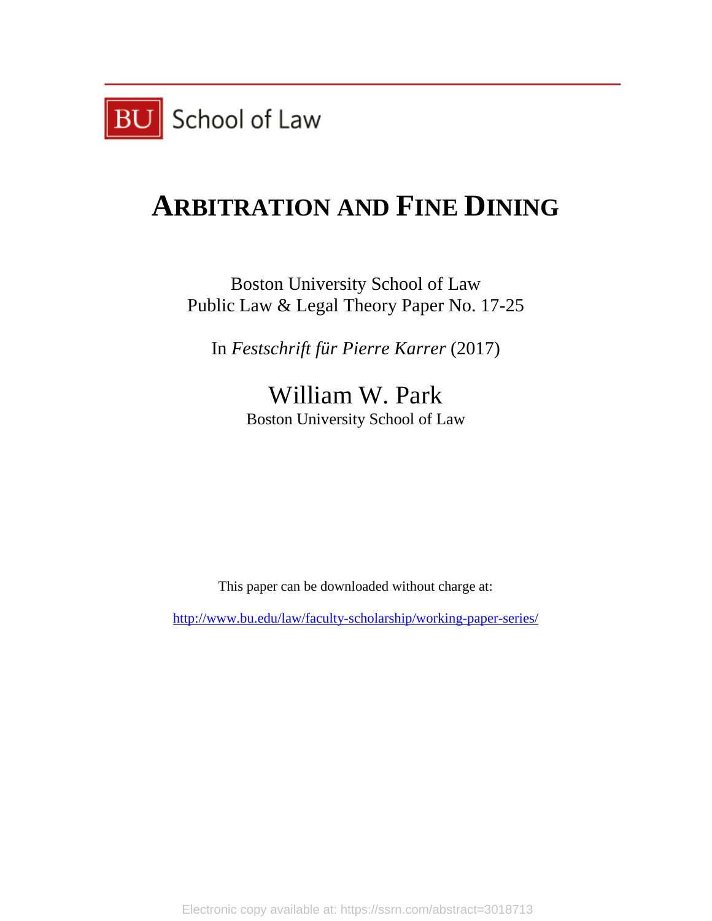# ARBITRATION AND FINE DINING

Boston University School of Law
Public Law & Legal Theory Paper No. 17-25

In *Festschrift für Pierre Karrer* (2017)

William W. Park
Boston University School of Law

This paper can be downloaded without charge at:

http://www.bu.edu/law/faculty-scholarship/working-paper-series/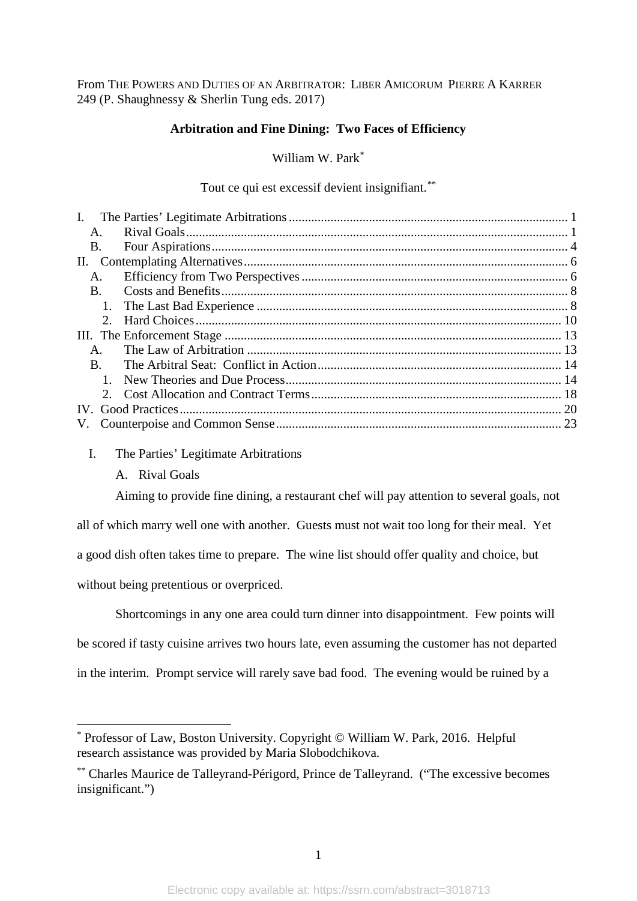From THE POWERS AND DUTIES OF AN ARBITRATOR: LIBER AMICORUM PIERRE A KARRER 249 (P. Shaughnessy & Sherlin Tung eds. 2017)

# Arbitration and Fine Dining: Two Faces of Efficiency

William W. Park[*]

Tout ce qui est excessif devient insignifiant.[**]

| | |
|---|---|
| I. The Parties' Legitimate Arbitrations | 1 |
| A. Rival Goals | 1 |
| B. Four Aspirations | 4 |
| II. Contemplating Alternatives | 6 |
| A. Efficiency from Two Perspectives | 6 |
| B. Costs and Benefits | 8 |
| 1. The Last Bad Experience | 8 |
| 2. Hard Choices | 10 |
| III. The Enforcement Stage | 13 |
| A. The Law of Arbitration | 13 |
| B. The Arbitral Seat: Conflict in Action | 14 |
| 1. New Theories and Due Process | 14 |
| 2. Cost Allocation and Contract Terms | 18 |
| IV. Good Practices | 20 |
| V. Counterpoise and Common Sense | 23 |

## I. The Parties' Legitimate Arbitrations

### A. Rival Goals

Aiming to provide fine dining, a restaurant chef will pay attention to several goals, not all of which marry well one with another. Guests must not wait too long for their meal. Yet a good dish often takes time to prepare. The wine list should offer quality and choice, but without being pretentious or overpriced.

Shortcomings in any one area could turn dinner into disappointment. Few points will be scored if tasty cuisine arrives two hours late, even assuming the customer has not departed in the interim. Prompt service will rarely save bad food. The evening would be ruined by a

---

[*] Professor of Law, Boston University. Copyright © William W. Park, 2016. Helpful research assistance was provided by Maria Slobodchikova.

[**] Charles Maurice de Talleyrand-Périgord, Prince de Talleyrand. ("The excessive becomes insignificant.")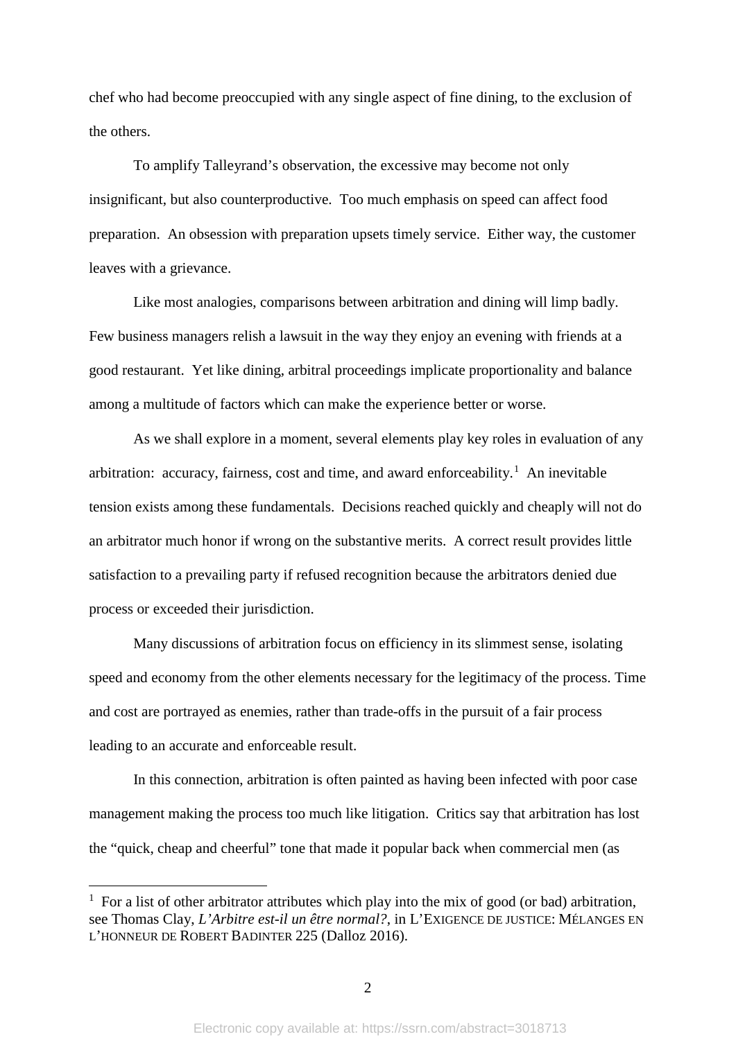chef who had become preoccupied with any single aspect of fine dining, to the exclusion of the others.

To amplify Talleyrand's observation, the excessive may become not only insignificant, but also counterproductive. Too much emphasis on speed can affect food preparation. An obsession with preparation upsets timely service. Either way, the customer leaves with a grievance.

Like most analogies, comparisons between arbitration and dining will limp badly. Few business managers relish a lawsuit in the way they enjoy an evening with friends at a good restaurant. Yet like dining, arbitral proceedings implicate proportionality and balance among a multitude of factors which can make the experience better or worse.

As we shall explore in a moment, several elements play key roles in evaluation of any arbitration: accuracy, fairness, cost and time, and award enforceability.[1] An inevitable tension exists among these fundamentals. Decisions reached quickly and cheaply will not do an arbitrator much honor if wrong on the substantive merits. A correct result provides little satisfaction to a prevailing party if refused recognition because the arbitrators denied due process or exceeded their jurisdiction.

Many discussions of arbitration focus on efficiency in its slimmest sense, isolating speed and economy from the other elements necessary for the legitimacy of the process. Time and cost are portrayed as enemies, rather than trade-offs in the pursuit of a fair process leading to an accurate and enforceable result.

In this connection, arbitration is often painted as having been infected with poor case management making the process too much like litigation. Critics say that arbitration has lost the "quick, cheap and cheerful" tone that made it popular back when commercial men (as

---

[1] For a list of other arbitrator attributes which play into the mix of good (or bad) arbitration, see Thomas Clay, *L'Arbitre est-il un être normal?*, in L'EXIGENCE DE JUSTICE: MÉLANGES EN L'HONNEUR DE ROBERT BADINTER 225 (Dalloz 2016).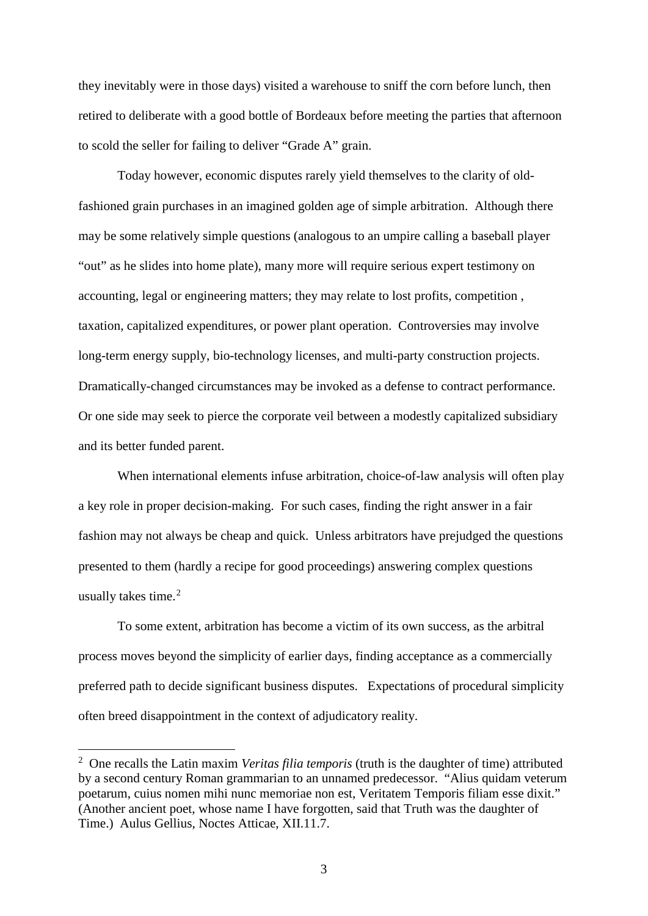they inevitably were in those days) visited a warehouse to sniff the corn before lunch, then retired to deliberate with a good bottle of Bordeaux before meeting the parties that afternoon to scold the seller for failing to deliver "Grade A" grain.

Today however, economic disputes rarely yield themselves to the clarity of old-fashioned grain purchases in an imagined golden age of simple arbitration. Although there may be some relatively simple questions (analogous to an umpire calling a baseball player "out" as he slides into home plate), many more will require serious expert testimony on accounting, legal or engineering matters; they may relate to lost profits, competition , taxation, capitalized expenditures, or power plant operation. Controversies may involve long-term energy supply, bio-technology licenses, and multi-party construction projects. Dramatically-changed circumstances may be invoked as a defense to contract performance. Or one side may seek to pierce the corporate veil between a modestly capitalized subsidiary and its better funded parent.

When international elements infuse arbitration, choice-of-law analysis will often play a key role in proper decision-making. For such cases, finding the right answer in a fair fashion may not always be cheap and quick. Unless arbitrators have prejudged the questions presented to them (hardly a recipe for good proceedings) answering complex questions usually takes time.[2]

To some extent, arbitration has become a victim of its own success, as the arbitral process moves beyond the simplicity of earlier days, finding acceptance as a commercially preferred path to decide significant business disputes. Expectations of procedural simplicity often breed disappointment in the context of adjudicatory reality.

---

[2] One recalls the Latin maxim *Veritas filia temporis* (truth is the daughter of time) attributed by a second century Roman grammarian to an unnamed predecessor. "Alius quidam veterum poetarum, cuius nomen mihi nunc memoriae non est, Veritatem Temporis filiam esse dixit." (Another ancient poet, whose name I have forgotten, said that Truth was the daughter of Time.) Aulus Gellius, Noctes Atticae, XII.11.7.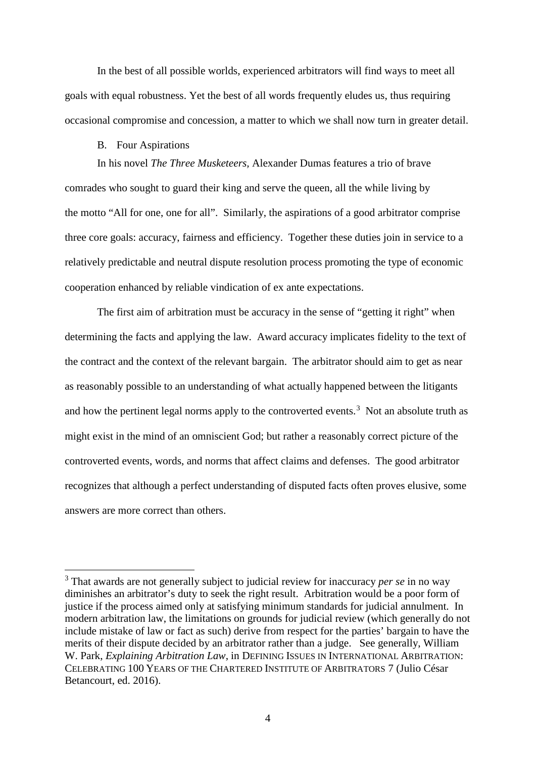In the best of all possible worlds, experienced arbitrators will find ways to meet all goals with equal robustness. Yet the best of all words frequently eludes us, thus requiring occasional compromise and concession, a matter to which we shall now turn in greater detail.

### B. Four Aspirations

In his novel *The Three Musketeers*, Alexander Dumas features a trio of brave comrades who sought to guard their king and serve the queen, all the while living by the motto "All for one, one for all". Similarly, the aspirations of a good arbitrator comprise three core goals: accuracy, fairness and efficiency. Together these duties join in service to a relatively predictable and neutral dispute resolution process promoting the type of economic cooperation enhanced by reliable vindication of ex ante expectations.

The first aim of arbitration must be accuracy in the sense of "getting it right" when determining the facts and applying the law. Award accuracy implicates fidelity to the text of the contract and the context of the relevant bargain. The arbitrator should aim to get as near as reasonably possible to an understanding of what actually happened between the litigants and how the pertinent legal norms apply to the controverted events.[3] Not an absolute truth as might exist in the mind of an omniscient God; but rather a reasonably correct picture of the controverted events, words, and norms that affect claims and defenses. The good arbitrator recognizes that although a perfect understanding of disputed facts often proves elusive, some answers are more correct than others.

---

[3] That awards are not generally subject to judicial review for inaccuracy *per se* in no way diminishes an arbitrator's duty to seek the right result. Arbitration would be a poor form of justice if the process aimed only at satisfying minimum standards for judicial annulment. In modern arbitration law, the limitations on grounds for judicial review (which generally do not include mistake of law or fact as such) derive from respect for the parties' bargain to have the merits of their dispute decided by an arbitrator rather than a judge. See generally, William W. Park, *Explaining Arbitration Law*, in DEFINING ISSUES IN INTERNATIONAL ARBITRATION: CELEBRATING 100 YEARS OF THE CHARTERED INSTITUTE OF ARBITRATORS 7 (Julio César Betancourt, ed. 2016).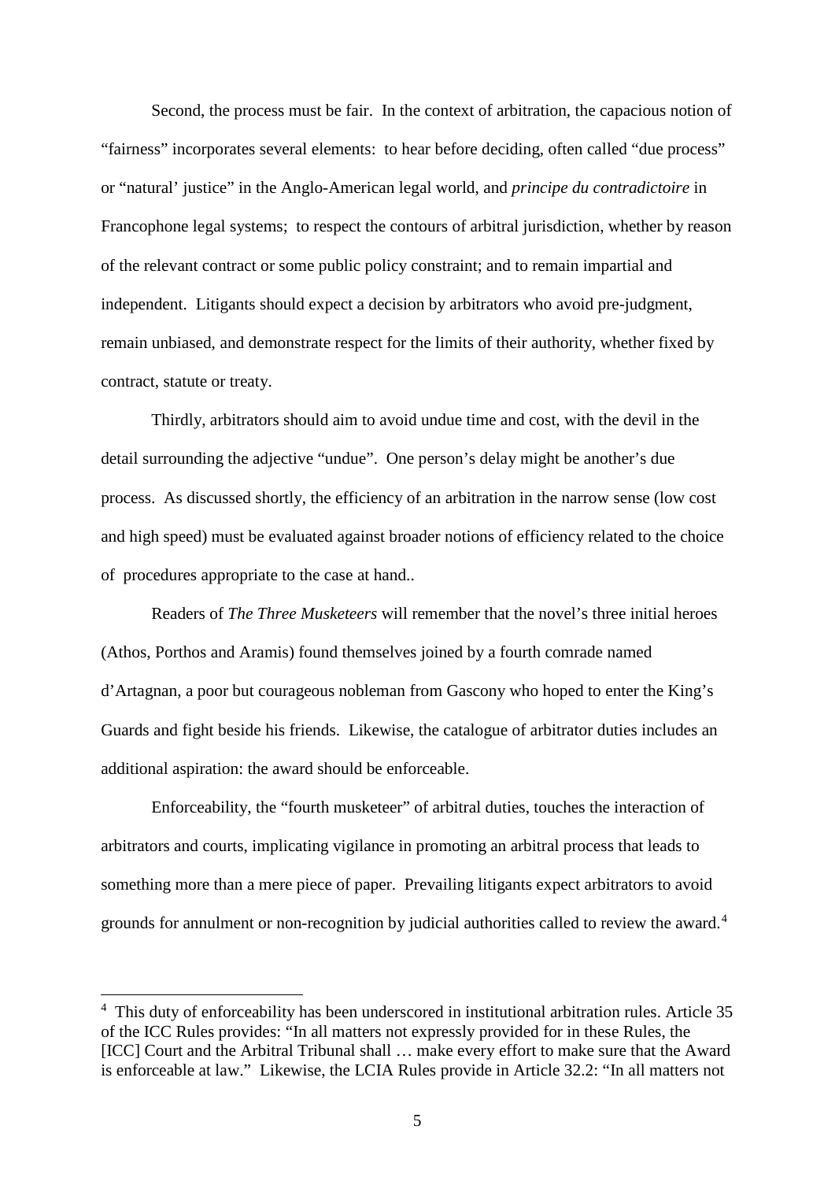Second, the process must be fair. In the context of arbitration, the capacious notion of "fairness" incorporates several elements: to hear before deciding, often called "due process" or "natural' justice" in the Anglo-American legal world, and *principe du contradictoire* in Francophone legal systems; to respect the contours of arbitral jurisdiction, whether by reason of the relevant contract or some public policy constraint; and to remain impartial and independent. Litigants should expect a decision by arbitrators who avoid pre-judgment, remain unbiased, and demonstrate respect for the limits of their authority, whether fixed by contract, statute or treaty.

Thirdly, arbitrators should aim to avoid undue time and cost, with the devil in the detail surrounding the adjective "undue". One person's delay might be another's due process. As discussed shortly, the efficiency of an arbitration in the narrow sense (low cost and high speed) must be evaluated against broader notions of efficiency related to the choice of procedures appropriate to the case at hand..

Readers of *The Three Musketeers* will remember that the novel's three initial heroes (Athos, Porthos and Aramis) found themselves joined by a fourth comrade named d'Artagnan, a poor but courageous nobleman from Gascony who hoped to enter the King's Guards and fight beside his friends. Likewise, the catalogue of arbitrator duties includes an additional aspiration: the award should be enforceable.

Enforceability, the "fourth musketeer" of arbitral duties, touches the interaction of arbitrators and courts, implicating vigilance in promoting an arbitral process that leads to something more than a mere piece of paper. Prevailing litigants expect arbitrators to avoid grounds for annulment or non-recognition by judicial authorities called to review the award.[4]

---

[4] This duty of enforceability has been underscored in institutional arbitration rules. Article 35 of the ICC Rules provides: "In all matters not expressly provided for in these Rules, the [ICC] Court and the Arbitral Tribunal shall … make every effort to make sure that the Award is enforceable at law." Likewise, the LCIA Rules provide in Article 32.2: "In all matters not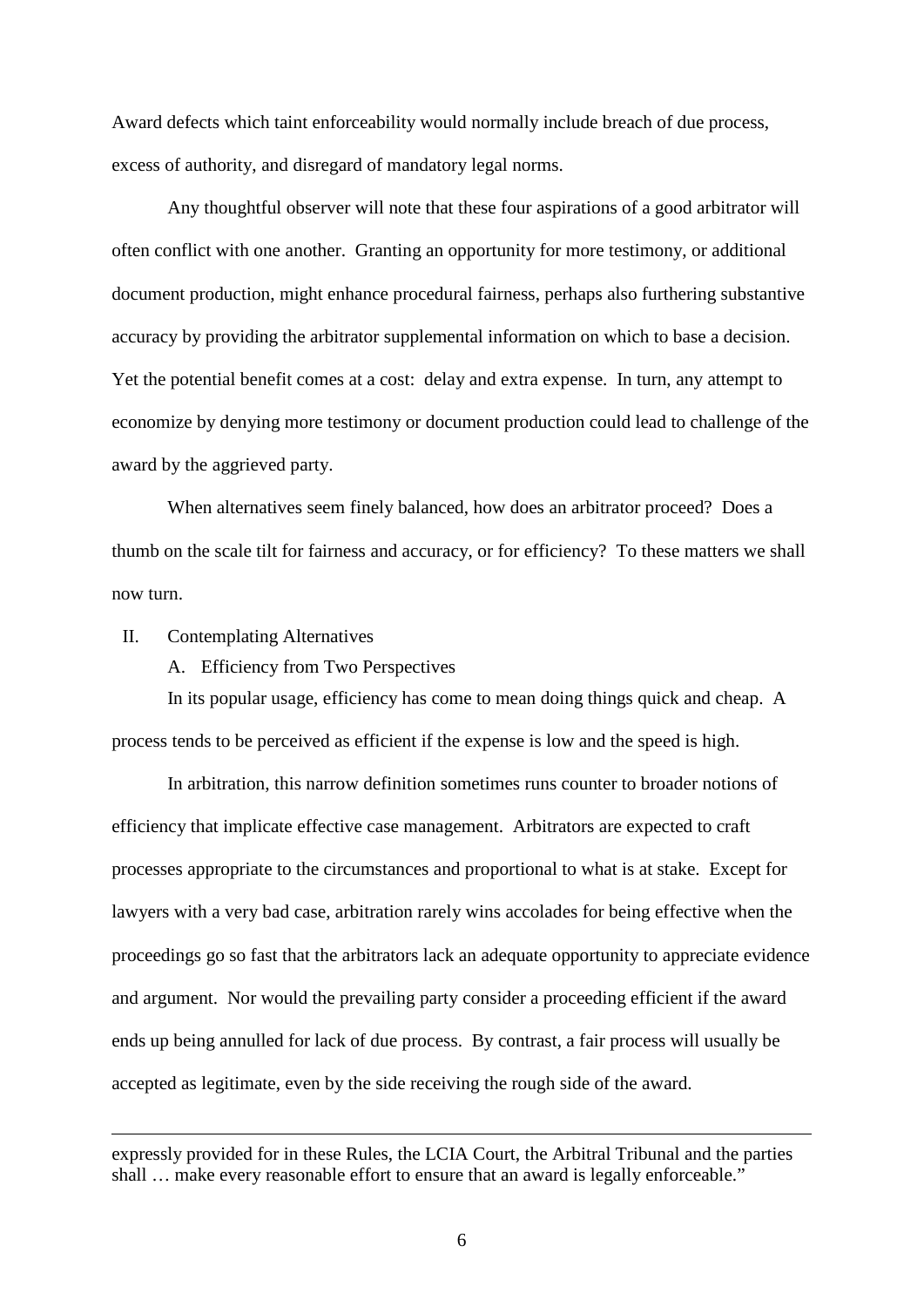Award defects which taint enforceability would normally include breach of due process, excess of authority, and disregard of mandatory legal norms.

Any thoughtful observer will note that these four aspirations of a good arbitrator will often conflict with one another. Granting an opportunity for more testimony, or additional document production, might enhance procedural fairness, perhaps also furthering substantive accuracy by providing the arbitrator supplemental information on which to base a decision. Yet the potential benefit comes at a cost: delay and extra expense. In turn, any attempt to economize by denying more testimony or document production could lead to challenge of the award by the aggrieved party.

When alternatives seem finely balanced, how does an arbitrator proceed? Does a thumb on the scale tilt for fairness and accuracy, or for efficiency? To these matters we shall now turn.

## II. Contemplating Alternatives

### A. Efficiency from Two Perspectives

In its popular usage, efficiency has come to mean doing things quick and cheap. A process tends to be perceived as efficient if the expense is low and the speed is high.

In arbitration, this narrow definition sometimes runs counter to broader notions of efficiency that implicate effective case management. Arbitrators are expected to craft processes appropriate to the circumstances and proportional to what is at stake. Except for lawyers with a very bad case, arbitration rarely wins accolades for being effective when the proceedings go so fast that the arbitrators lack an adequate opportunity to appreciate evidence and argument. Nor would the prevailing party consider a proceeding efficient if the award ends up being annulled for lack of due process. By contrast, a fair process will usually be accepted as legitimate, even by the side receiving the rough side of the award.

---

expressly provided for in these Rules, the LCIA Court, the Arbitral Tribunal and the parties shall … make every reasonable effort to ensure that an award is legally enforceable."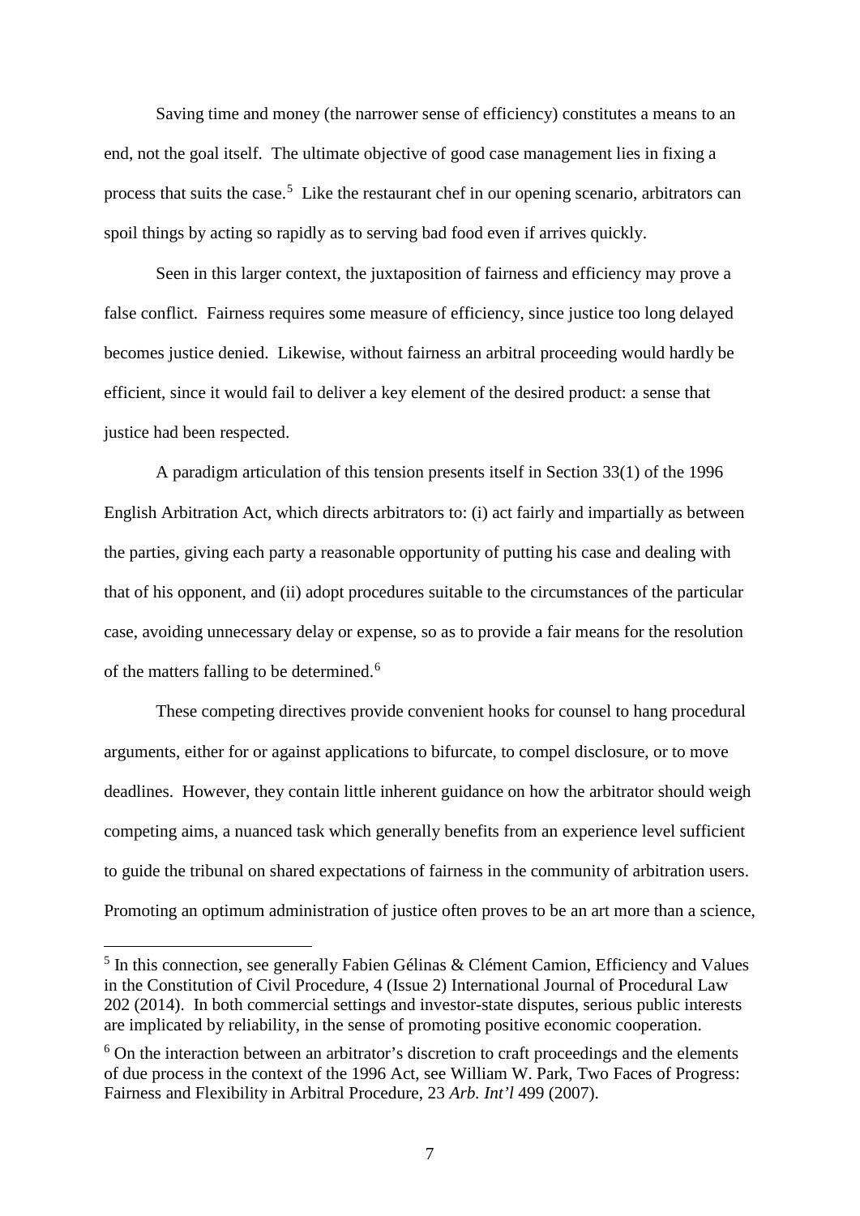Saving time and money (the narrower sense of efficiency) constitutes a means to an end, not the goal itself. The ultimate objective of good case management lies in fixing a process that suits the case.[5] Like the restaurant chef in our opening scenario, arbitrators can spoil things by acting so rapidly as to serving bad food even if arrives quickly.

Seen in this larger context, the juxtaposition of fairness and efficiency may prove a false conflict. Fairness requires some measure of efficiency, since justice too long delayed becomes justice denied. Likewise, without fairness an arbitral proceeding would hardly be efficient, since it would fail to deliver a key element of the desired product: a sense that justice had been respected.

A paradigm articulation of this tension presents itself in Section 33(1) of the 1996 English Arbitration Act, which directs arbitrators to: (i) act fairly and impartially as between the parties, giving each party a reasonable opportunity of putting his case and dealing with that of his opponent, and (ii) adopt procedures suitable to the circumstances of the particular case, avoiding unnecessary delay or expense, so as to provide a fair means for the resolution of the matters falling to be determined.[6]

These competing directives provide convenient hooks for counsel to hang procedural arguments, either for or against applications to bifurcate, to compel disclosure, or to move deadlines. However, they contain little inherent guidance on how the arbitrator should weigh competing aims, a nuanced task which generally benefits from an experience level sufficient to guide the tribunal on shared expectations of fairness in the community of arbitration users. Promoting an optimum administration of justice often proves to be an art more than a science,

---

[5] In this connection, see generally Fabien Gélinas & Clément Camion, Efficiency and Values in the Constitution of Civil Procedure, 4 (Issue 2) International Journal of Procedural Law 202 (2014). In both commercial settings and investor-state disputes, serious public interests are implicated by reliability, in the sense of promoting positive economic cooperation.

[6] On the interaction between an arbitrator's discretion to craft proceedings and the elements of due process in the context of the 1996 Act, see William W. Park, Two Faces of Progress: Fairness and Flexibility in Arbitral Procedure, 23 *Arb. Int'l* 499 (2007).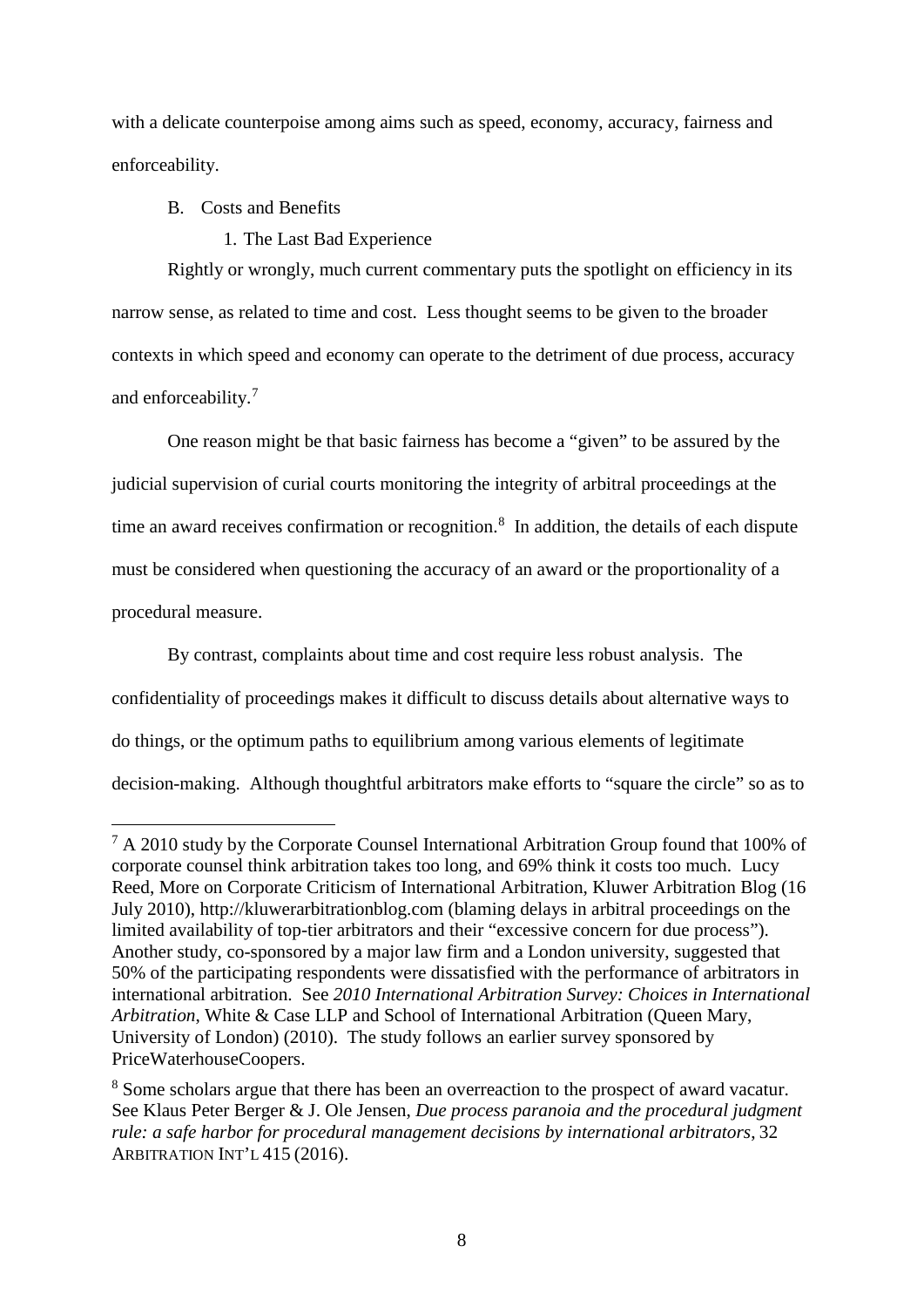with a delicate counterpoise among aims such as speed, economy, accuracy, fairness and enforceability.

## B. Costs and Benefits

### 1. The Last Bad Experience

Rightly or wrongly, much current commentary puts the spotlight on efficiency in its narrow sense, as related to time and cost. Less thought seems to be given to the broader contexts in which speed and economy can operate to the detriment of due process, accuracy and enforceability.[7]

One reason might be that basic fairness has become a "given" to be assured by the judicial supervision of curial courts monitoring the integrity of arbitral proceedings at the time an award receives confirmation or recognition.[8] In addition, the details of each dispute must be considered when questioning the accuracy of an award or the proportionality of a procedural measure.

By contrast, complaints about time and cost require less robust analysis. The confidentiality of proceedings makes it difficult to discuss details about alternative ways to do things, or the optimum paths to equilibrium among various elements of legitimate decision-making. Although thoughtful arbitrators make efforts to "square the circle" so as to

---

[7] A 2010 study by the Corporate Counsel International Arbitration Group found that 100% of corporate counsel think arbitration takes too long, and 69% think it costs too much. Lucy Reed, More on Corporate Criticism of International Arbitration, Kluwer Arbitration Blog (16 July 2010), http://kluwerarbitrationblog.com (blaming delays in arbitral proceedings on the limited availability of top-tier arbitrators and their "excessive concern for due process"). Another study, co-sponsored by a major law firm and a London university, suggested that 50% of the participating respondents were dissatisfied with the performance of arbitrators in international arbitration. See *2010 International Arbitration Survey: Choices in International Arbitration*, White & Case LLP and School of International Arbitration (Queen Mary, University of London) (2010). The study follows an earlier survey sponsored by PriceWaterhouseCoopers.

[8] Some scholars argue that there has been an overreaction to the prospect of award vacatur. See Klaus Peter Berger & J. Ole Jensen, *Due process paranoia and the procedural judgment rule: a safe harbor for procedural management decisions by international arbitrators*, 32 ARBITRATION INT'L 415 (2016).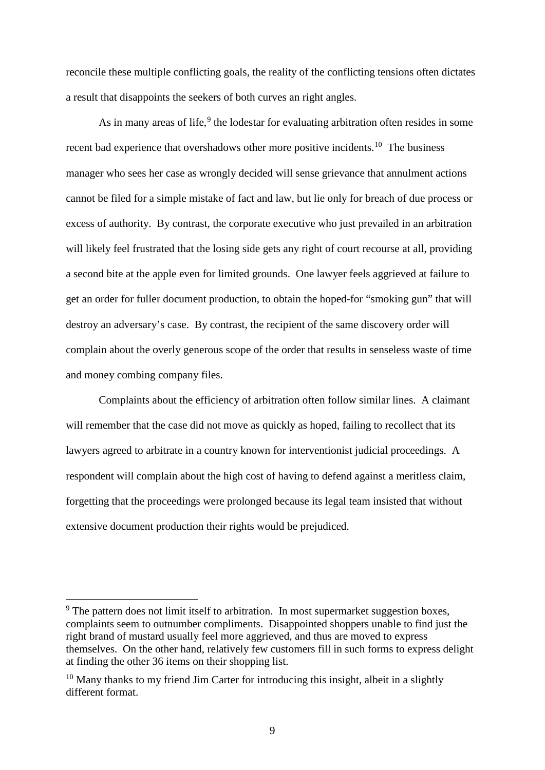reconcile these multiple conflicting goals, the reality of the conflicting tensions often dictates a result that disappoints the seekers of both curves an right angles.

As in many areas of life,[9] the lodestar for evaluating arbitration often resides in some recent bad experience that overshadows other more positive incidents.[10] The business manager who sees her case as wrongly decided will sense grievance that annulment actions cannot be filed for a simple mistake of fact and law, but lie only for breach of due process or excess of authority. By contrast, the corporate executive who just prevailed in an arbitration will likely feel frustrated that the losing side gets any right of court recourse at all, providing a second bite at the apple even for limited grounds. One lawyer feels aggrieved at failure to get an order for fuller document production, to obtain the hoped-for "smoking gun" that will destroy an adversary's case. By contrast, the recipient of the same discovery order will complain about the overly generous scope of the order that results in senseless waste of time and money combing company files.

Complaints about the efficiency of arbitration often follow similar lines. A claimant will remember that the case did not move as quickly as hoped, failing to recollect that its lawyers agreed to arbitrate in a country known for interventionist judicial proceedings. A respondent will complain about the high cost of having to defend against a meritless claim, forgetting that the proceedings were prolonged because its legal team insisted that without extensive document production their rights would be prejudiced.

---

[9] The pattern does not limit itself to arbitration. In most supermarket suggestion boxes, complaints seem to outnumber compliments. Disappointed shoppers unable to find just the right brand of mustard usually feel more aggrieved, and thus are moved to express themselves. On the other hand, relatively few customers fill in such forms to express delight at finding the other 36 items on their shopping list.

[10] Many thanks to my friend Jim Carter for introducing this insight, albeit in a slightly different format.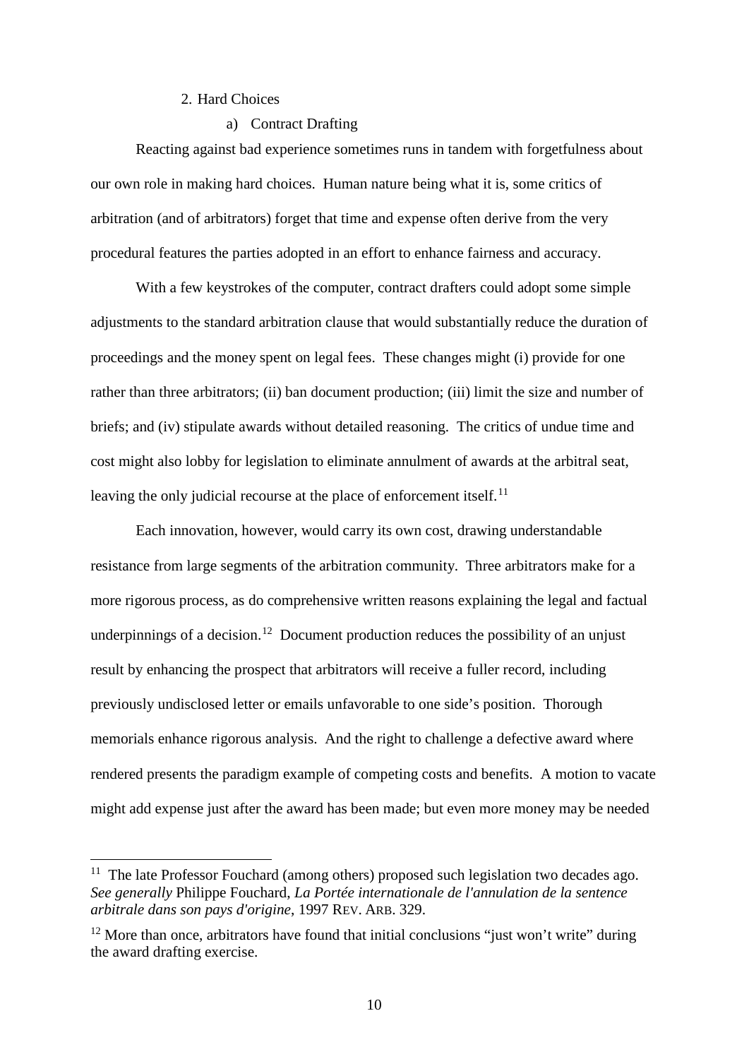2. Hard Choices

a) Contract Drafting

Reacting against bad experience sometimes runs in tandem with forgetfulness about our own role in making hard choices. Human nature being what it is, some critics of arbitration (and of arbitrators) forget that time and expense often derive from the very procedural features the parties adopted in an effort to enhance fairness and accuracy.

With a few keystrokes of the computer, contract drafters could adopt some simple adjustments to the standard arbitration clause that would substantially reduce the duration of proceedings and the money spent on legal fees. These changes might (i) provide for one rather than three arbitrators; (ii) ban document production; (iii) limit the size and number of briefs; and (iv) stipulate awards without detailed reasoning. The critics of undue time and cost might also lobby for legislation to eliminate annulment of awards at the arbitral seat, leaving the only judicial recourse at the place of enforcement itself.[11]

Each innovation, however, would carry its own cost, drawing understandable resistance from large segments of the arbitration community. Three arbitrators make for a more rigorous process, as do comprehensive written reasons explaining the legal and factual underpinnings of a decision.[12] Document production reduces the possibility of an unjust result by enhancing the prospect that arbitrators will receive a fuller record, including previously undisclosed letter or emails unfavorable to one side's position. Thorough memorials enhance rigorous analysis. And the right to challenge a defective award where rendered presents the paradigm example of competing costs and benefits. A motion to vacate might add expense just after the award has been made; but even more money may be needed

---

[11] The late Professor Fouchard (among others) proposed such legislation two decades ago. *See generally* Philippe Fouchard, *La Portée internationale de l'annulation de la sentence arbitrale dans son pays d'origine*, 1997 REV. ARB. 329.

[12] More than once, arbitrators have found that initial conclusions "just won't write" during the award drafting exercise.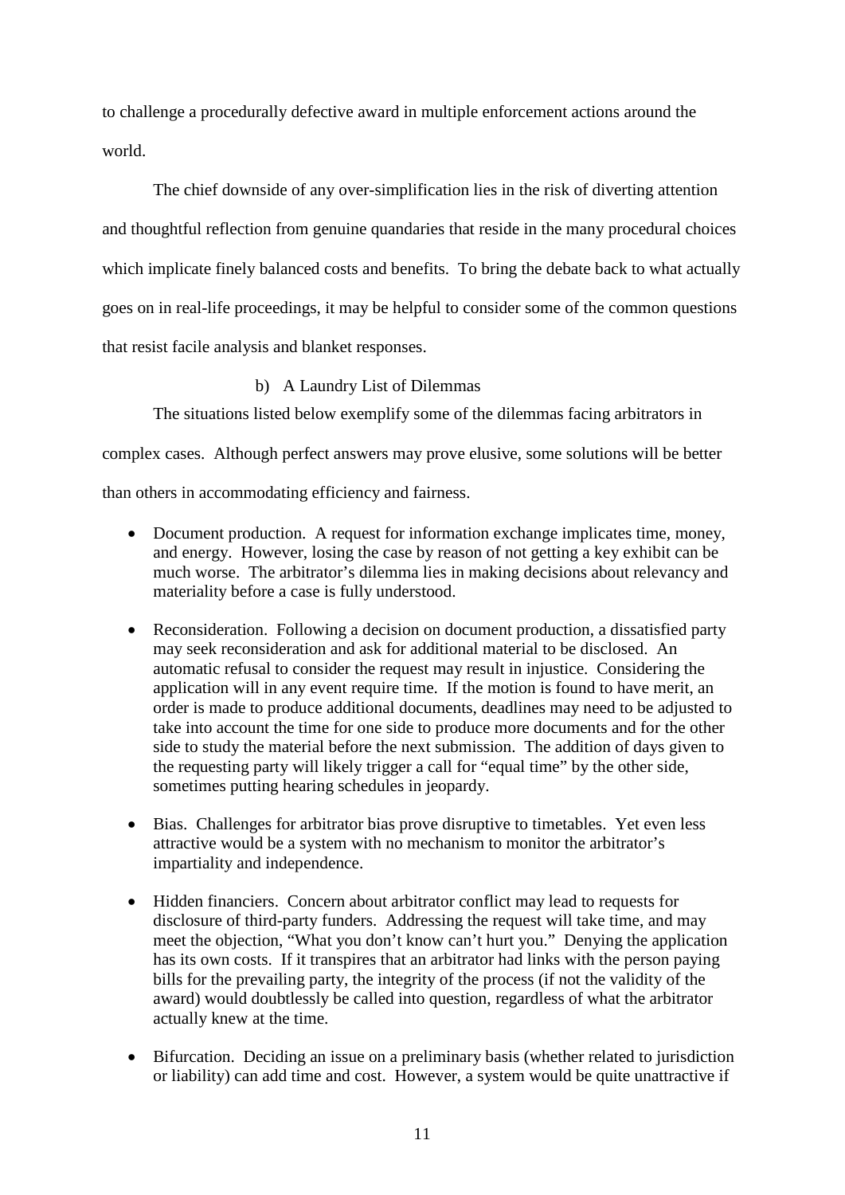to challenge a procedurally defective award in multiple enforcement actions around the world.

The chief downside of any over-simplification lies in the risk of diverting attention and thoughtful reflection from genuine quandaries that reside in the many procedural choices which implicate finely balanced costs and benefits. To bring the debate back to what actually goes on in real-life proceedings, it may be helpful to consider some of the common questions that resist facile analysis and blanket responses.

b) A Laundry List of Dilemmas

The situations listed below exemplify some of the dilemmas facing arbitrators in complex cases. Although perfect answers may prove elusive, some solutions will be better than others in accommodating efficiency and fairness.

- Document production. A request for information exchange implicates time, money, and energy. However, losing the case by reason of not getting a key exhibit can be much worse. The arbitrator's dilemma lies in making decisions about relevancy and materiality before a case is fully understood.

- Reconsideration. Following a decision on document production, a dissatisfied party may seek reconsideration and ask for additional material to be disclosed. An automatic refusal to consider the request may result in injustice. Considering the application will in any event require time. If the motion is found to have merit, an order is made to produce additional documents, deadlines may need to be adjusted to take into account the time for one side to produce more documents and for the other side to study the material before the next submission. The addition of days given to the requesting party will likely trigger a call for "equal time" by the other side, sometimes putting hearing schedules in jeopardy.

- Bias. Challenges for arbitrator bias prove disruptive to timetables. Yet even less attractive would be a system with no mechanism to monitor the arbitrator's impartiality and independence.

- Hidden financiers. Concern about arbitrator conflict may lead to requests for disclosure of third-party funders. Addressing the request will take time, and may meet the objection, "What you don't know can't hurt you." Denying the application has its own costs. If it transpires that an arbitrator had links with the person paying bills for the prevailing party, the integrity of the process (if not the validity of the award) would doubtlessly be called into question, regardless of what the arbitrator actually knew at the time.

- Bifurcation. Deciding an issue on a preliminary basis (whether related to jurisdiction or liability) can add time and cost. However, a system would be quite unattractive if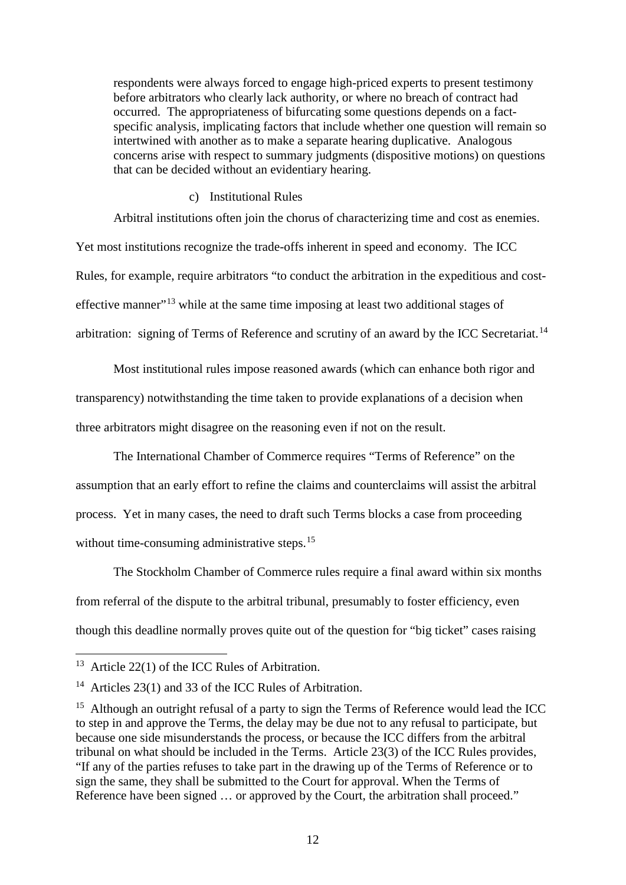respondents were always forced to engage high-priced experts to present testimony before arbitrators who clearly lack authority, or where no breach of contract had occurred. The appropriateness of bifurcating some questions depends on a fact-specific analysis, implicating factors that include whether one question will remain so intertwined with another as to make a separate hearing duplicative. Analogous concerns arise with respect to summary judgments (dispositive motions) on questions that can be decided without an evidentiary hearing.

#### c) Institutional Rules

Arbitral institutions often join the chorus of characterizing time and cost as enemies. Yet most institutions recognize the trade-offs inherent in speed and economy. The ICC Rules, for example, require arbitrators "to conduct the arbitration in the expeditious and cost-effective manner"[13] while at the same time imposing at least two additional stages of arbitration: signing of Terms of Reference and scrutiny of an award by the ICC Secretariat.[14]

Most institutional rules impose reasoned awards (which can enhance both rigor and transparency) notwithstanding the time taken to provide explanations of a decision when three arbitrators might disagree on the reasoning even if not on the result.

The International Chamber of Commerce requires "Terms of Reference" on the assumption that an early effort to refine the claims and counterclaims will assist the arbitral process. Yet in many cases, the need to draft such Terms blocks a case from proceeding without time-consuming administrative steps.[15]

The Stockholm Chamber of Commerce rules require a final award within six months from referral of the dispute to the arbitral tribunal, presumably to foster efficiency, even though this deadline normally proves quite out of the question for "big ticket" cases raising

---

[13] Article 22(1) of the ICC Rules of Arbitration.

[14] Articles 23(1) and 33 of the ICC Rules of Arbitration.

[15] Although an outright refusal of a party to sign the Terms of Reference would lead the ICC to step in and approve the Terms, the delay may be due not to any refusal to participate, but because one side misunderstands the process, or because the ICC differs from the arbitral tribunal on what should be included in the Terms. Article 23(3) of the ICC Rules provides, "If any of the parties refuses to take part in the drawing up of the Terms of Reference or to sign the same, they shall be submitted to the Court for approval. When the Terms of Reference have been signed … or approved by the Court, the arbitration shall proceed."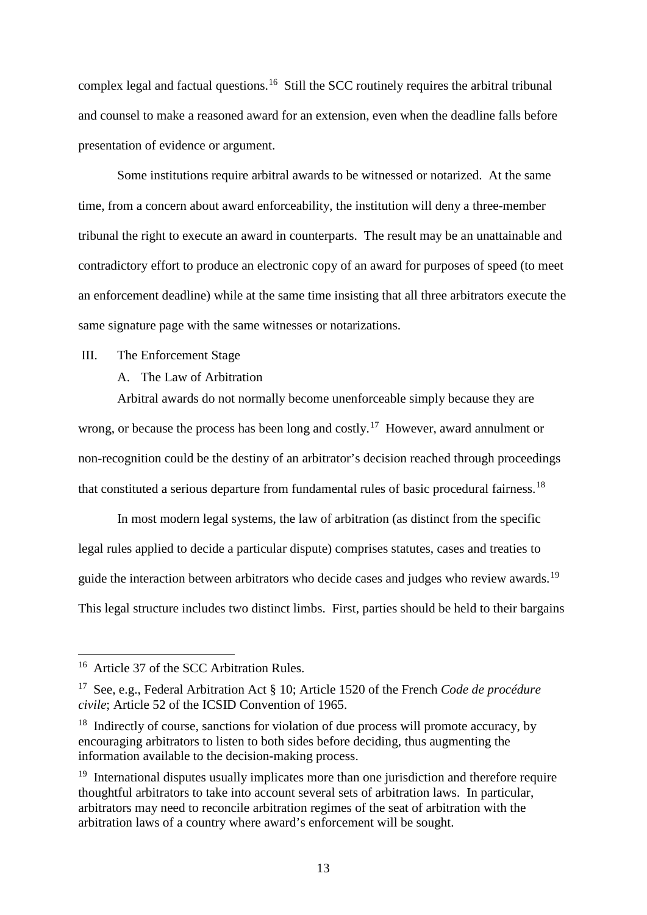complex legal and factual questions.[16] Still the SCC routinely requires the arbitral tribunal and counsel to make a reasoned award for an extension, even when the deadline falls before presentation of evidence or argument.

Some institutions require arbitral awards to be witnessed or notarized. At the same time, from a concern about award enforceability, the institution will deny a three-member tribunal the right to execute an award in counterparts. The result may be an unattainable and contradictory effort to produce an electronic copy of an award for purposes of speed (to meet an enforcement deadline) while at the same time insisting that all three arbitrators execute the same signature page with the same witnesses or notarizations.

## III. The Enforcement Stage

### A. The Law of Arbitration

Arbitral awards do not normally become unenforceable simply because they are wrong, or because the process has been long and costly.[17] However, award annulment or non-recognition could be the destiny of an arbitrator's decision reached through proceedings that constituted a serious departure from fundamental rules of basic procedural fairness.[18]

In most modern legal systems, the law of arbitration (as distinct from the specific legal rules applied to decide a particular dispute) comprises statutes, cases and treaties to guide the interaction between arbitrators who decide cases and judges who review awards.[19] This legal structure includes two distinct limbs. First, parties should be held to their bargains

---

[16] Article 37 of the SCC Arbitration Rules.

[17] See, e.g., Federal Arbitration Act § 10; Article 1520 of the French *Code de procédure civile*; Article 52 of the ICSID Convention of 1965.

[18] Indirectly of course, sanctions for violation of due process will promote accuracy, by encouraging arbitrators to listen to both sides before deciding, thus augmenting the information available to the decision-making process.

[19] International disputes usually implicates more than one jurisdiction and therefore require thoughtful arbitrators to take into account several sets of arbitration laws. In particular, arbitrators may need to reconcile arbitration regimes of the seat of arbitration with the arbitration laws of a country where award's enforcement will be sought.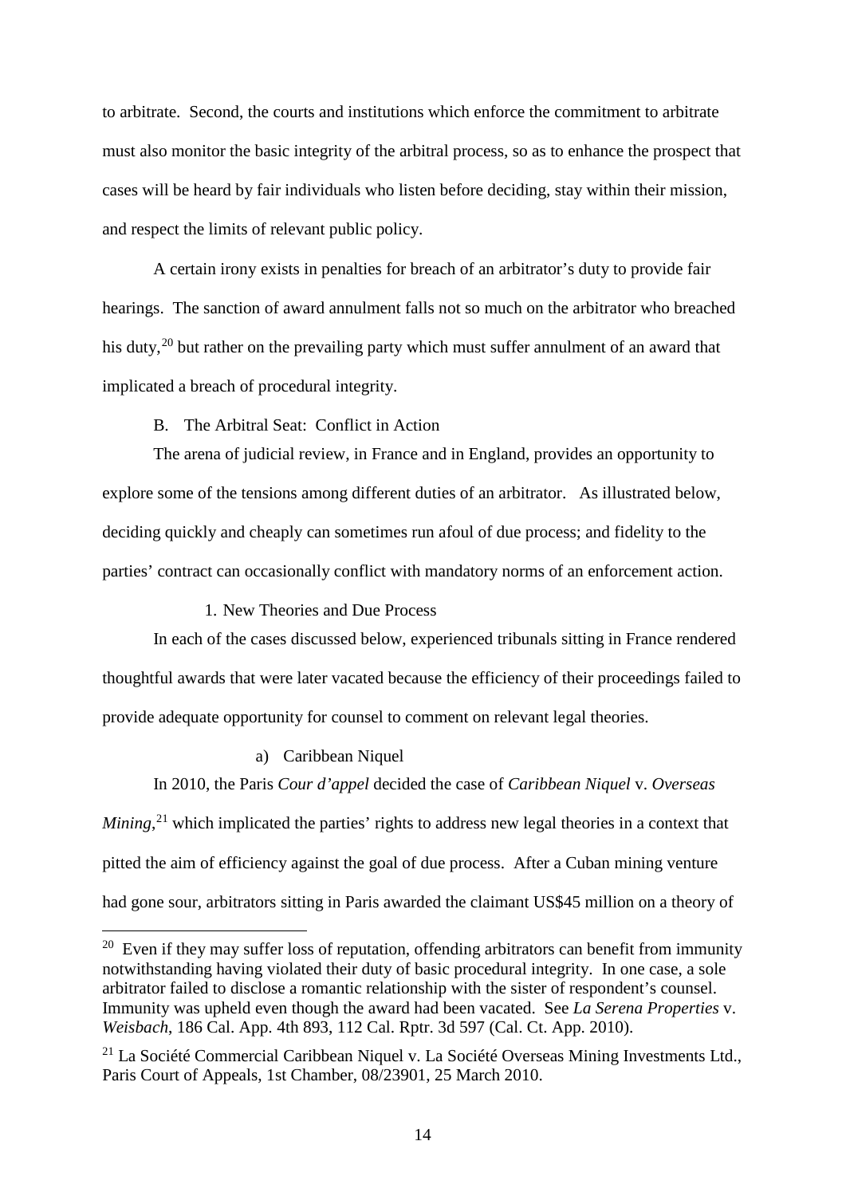to arbitrate. Second, the courts and institutions which enforce the commitment to arbitrate must also monitor the basic integrity of the arbitral process, so as to enhance the prospect that cases will be heard by fair individuals who listen before deciding, stay within their mission, and respect the limits of relevant public policy.

A certain irony exists in penalties for breach of an arbitrator's duty to provide fair hearings. The sanction of award annulment falls not so much on the arbitrator who breached his duty,[20] but rather on the prevailing party which must suffer annulment of an award that implicated a breach of procedural integrity.

## B. The Arbitral Seat: Conflict in Action

The arena of judicial review, in France and in England, provides an opportunity to explore some of the tensions among different duties of an arbitrator. As illustrated below, deciding quickly and cheaply can sometimes run afoul of due process; and fidelity to the parties' contract can occasionally conflict with mandatory norms of an enforcement action.

### 1. New Theories and Due Process

In each of the cases discussed below, experienced tribunals sitting in France rendered thoughtful awards that were later vacated because the efficiency of their proceedings failed to provide adequate opportunity for counsel to comment on relevant legal theories.

#### a) Caribbean Niquel

In 2010, the Paris *Cour d'appel* decided the case of *Caribbean Niquel* v. *Overseas Mining*,[21] which implicated the parties' rights to address new legal theories in a context that pitted the aim of efficiency against the goal of due process. After a Cuban mining venture had gone sour, arbitrators sitting in Paris awarded the claimant US$45 million on a theory of

---

[20] Even if they may suffer loss of reputation, offending arbitrators can benefit from immunity notwithstanding having violated their duty of basic procedural integrity. In one case, a sole arbitrator failed to disclose a romantic relationship with the sister of respondent's counsel. Immunity was upheld even though the award had been vacated. See *La Serena Properties* v. *Weisbach*, 186 Cal. App. 4th 893, 112 Cal. Rptr. 3d 597 (Cal. Ct. App. 2010).

[21] La Société Commercial Caribbean Niquel v. La Société Overseas Mining Investments Ltd., Paris Court of Appeals, 1st Chamber, 08/23901, 25 March 2010.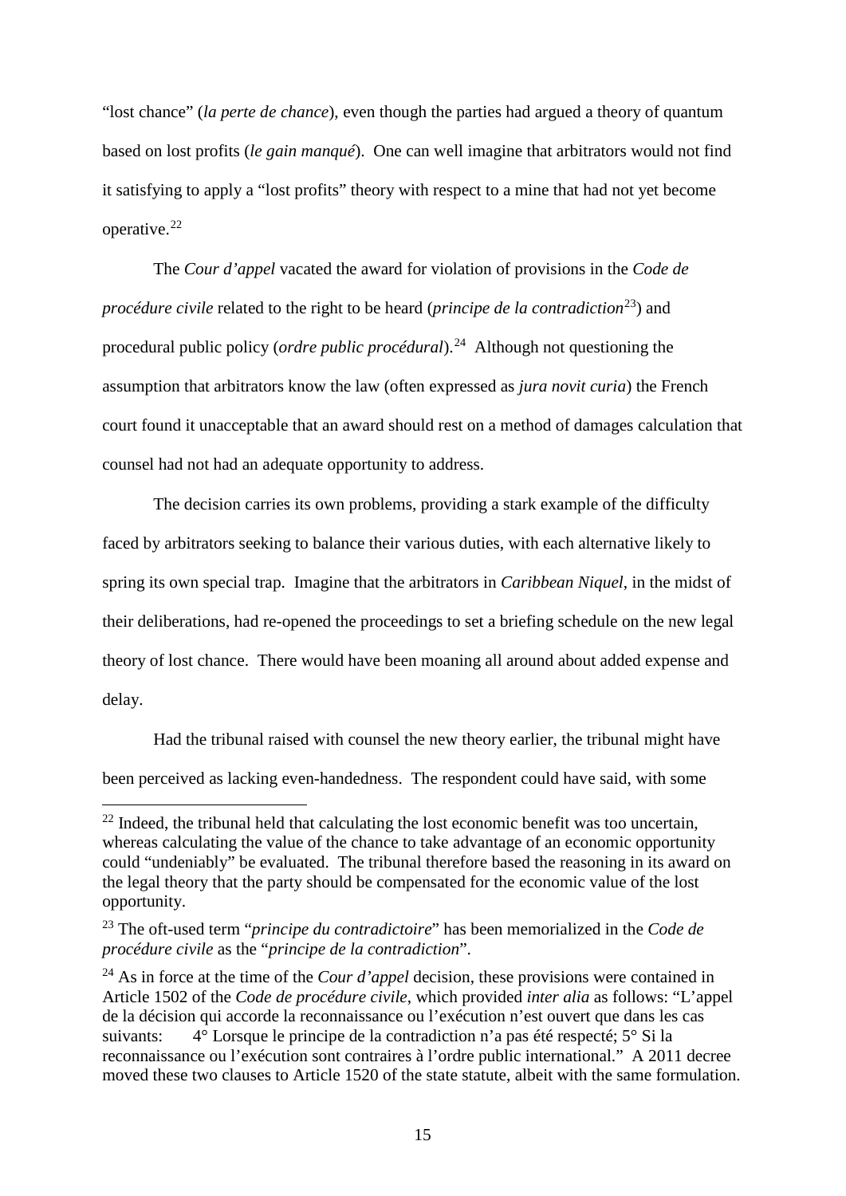"lost chance" (*la perte de chance*), even though the parties had argued a theory of quantum based on lost profits (*le gain manqué*). One can well imagine that arbitrators would not find it satisfying to apply a "lost profits" theory with respect to a mine that had not yet become operative.[22]

The *Cour d'appel* vacated the award for violation of provisions in the *Code de procédure civile* related to the right to be heard (*principe de la contradiction*[23]) and procedural public policy (*ordre public procédural*).[24] Although not questioning the assumption that arbitrators know the law (often expressed as *jura novit curia*) the French court found it unacceptable that an award should rest on a method of damages calculation that counsel had not had an adequate opportunity to address.

The decision carries its own problems, providing a stark example of the difficulty faced by arbitrators seeking to balance their various duties, with each alternative likely to spring its own special trap. Imagine that the arbitrators in *Caribbean Niquel*, in the midst of their deliberations, had re-opened the proceedings to set a briefing schedule on the new legal theory of lost chance. There would have been moaning all around about added expense and delay.

Had the tribunal raised with counsel the new theory earlier, the tribunal might have been perceived as lacking even-handedness. The respondent could have said, with some

---

[22] Indeed, the tribunal held that calculating the lost economic benefit was too uncertain, whereas calculating the value of the chance to take advantage of an economic opportunity could "undeniably" be evaluated. The tribunal therefore based the reasoning in its award on the legal theory that the party should be compensated for the economic value of the lost opportunity.

[23] The oft-used term "*principe du contradictoire*" has been memorialized in the *Code de procédure civile* as the "*principe de la contradiction*".

[24] As in force at the time of the *Cour d'appel* decision, these provisions were contained in Article 1502 of the *Code de procédure civile*, which provided *inter alia* as follows: "L'appel de la décision qui accorde la reconnaissance ou l'exécution n'est ouvert que dans les cas suivants: 4° Lorsque le principe de la contradiction n'a pas été respecté; 5° Si la reconnaissance ou l'exécution sont contraires à l'ordre public international." A 2011 decree moved these two clauses to Article 1520 of the state statute, albeit with the same formulation.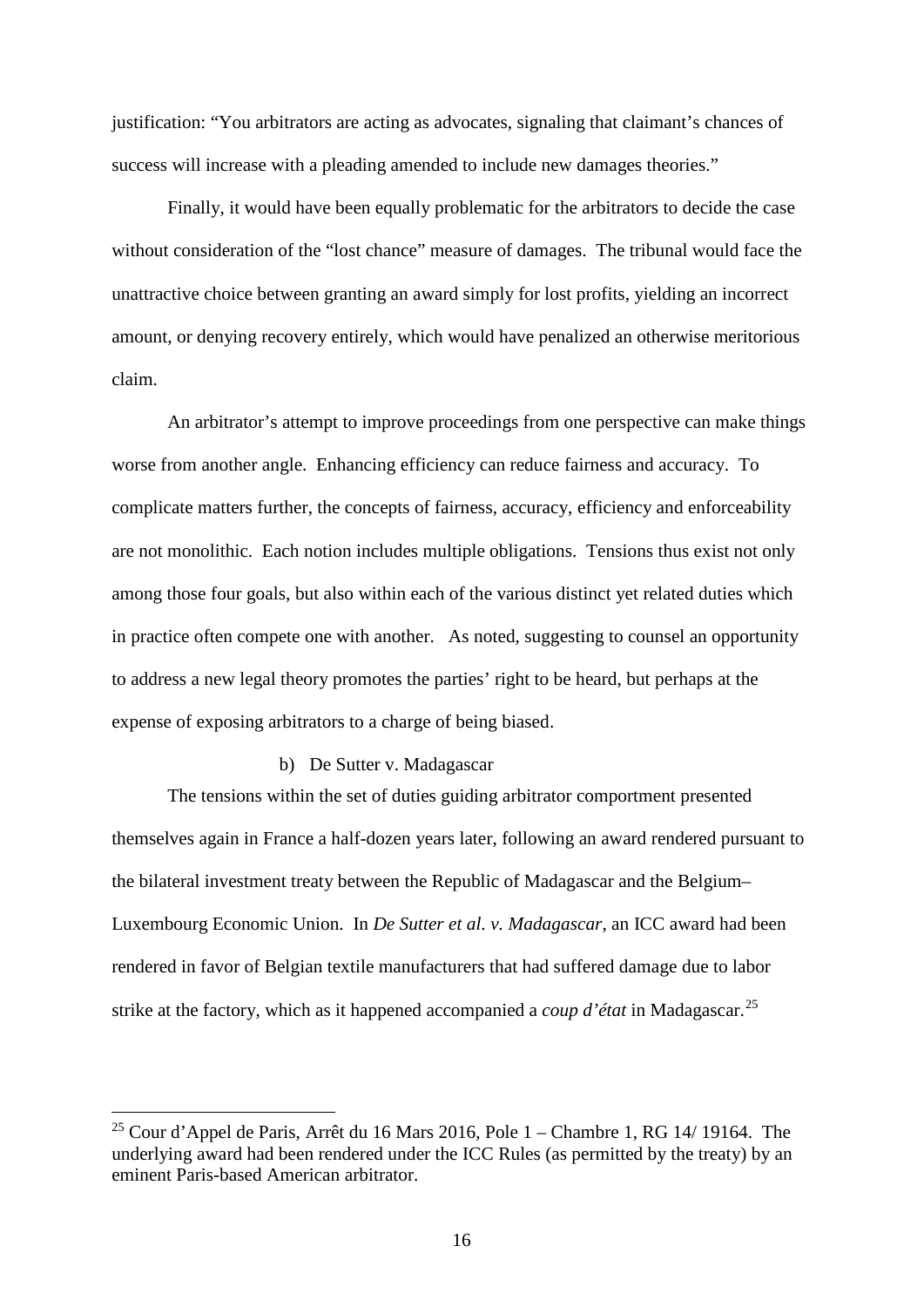justification: "You arbitrators are acting as advocates, signaling that claimant's chances of success will increase with a pleading amended to include new damages theories."

Finally, it would have been equally problematic for the arbitrators to decide the case without consideration of the "lost chance" measure of damages. The tribunal would face the unattractive choice between granting an award simply for lost profits, yielding an incorrect amount, or denying recovery entirely, which would have penalized an otherwise meritorious claim.

An arbitrator's attempt to improve proceedings from one perspective can make things worse from another angle. Enhancing efficiency can reduce fairness and accuracy. To complicate matters further, the concepts of fairness, accuracy, efficiency and enforceability are not monolithic. Each notion includes multiple obligations. Tensions thus exist not only among those four goals, but also within each of the various distinct yet related duties which in practice often compete one with another. As noted, suggesting to counsel an opportunity to address a new legal theory promotes the parties' right to be heard, but perhaps at the expense of exposing arbitrators to a charge of being biased.

b) De Sutter v. Madagascar

The tensions within the set of duties guiding arbitrator comportment presented themselves again in France a half-dozen years later, following an award rendered pursuant to the bilateral investment treaty between the Republic of Madagascar and the Belgium–Luxembourg Economic Union. In *De Sutter et al. v. Madagascar*, an ICC award had been rendered in favor of Belgian textile manufacturers that had suffered damage due to labor strike at the factory, which as it happened accompanied a *coup d'état* in Madagascar.[25]

[25] Cour d'Appel de Paris, Arrêt du 16 Mars 2016, Pole 1 – Chambre 1, RG 14/ 19164. The underlying award had been rendered under the ICC Rules (as permitted by the treaty) by an eminent Paris-based American arbitrator.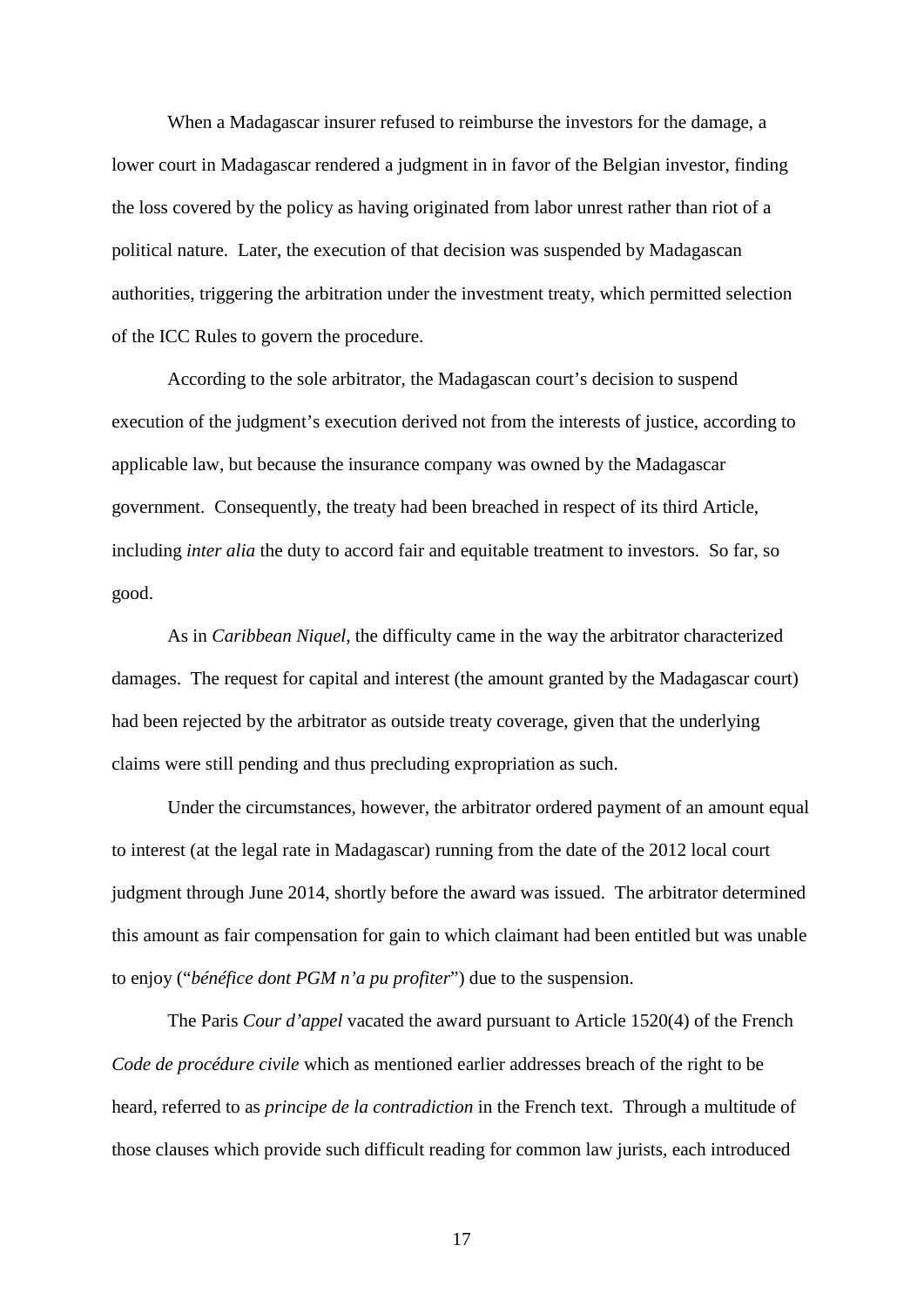When a Madagascar insurer refused to reimburse the investors for the damage, a lower court in Madagascar rendered a judgment in in favor of the Belgian investor, finding the loss covered by the policy as having originated from labor unrest rather than riot of a political nature. Later, the execution of that decision was suspended by Madagascan authorities, triggering the arbitration under the investment treaty, which permitted selection of the ICC Rules to govern the procedure.

According to the sole arbitrator, the Madagascan court's decision to suspend execution of the judgment's execution derived not from the interests of justice, according to applicable law, but because the insurance company was owned by the Madagascar government. Consequently, the treaty had been breached in respect of its third Article, including *inter alia* the duty to accord fair and equitable treatment to investors. So far, so good.

As in *Caribbean Niquel*, the difficulty came in the way the arbitrator characterized damages. The request for capital and interest (the amount granted by the Madagascar court) had been rejected by the arbitrator as outside treaty coverage, given that the underlying claims were still pending and thus precluding expropriation as such.

Under the circumstances, however, the arbitrator ordered payment of an amount equal to interest (at the legal rate in Madagascar) running from the date of the 2012 local court judgment through June 2014, shortly before the award was issued. The arbitrator determined this amount as fair compensation for gain to which claimant had been entitled but was unable to enjoy ("*bénéfice dont PGM n'a pu profiter*") due to the suspension.

The Paris *Cour d'appel* vacated the award pursuant to Article 1520(4) of the French *Code de procédure civile* which as mentioned earlier addresses breach of the right to be heard, referred to as *principe de la contradiction* in the French text. Through a multitude of those clauses which provide such difficult reading for common law jurists, each introduced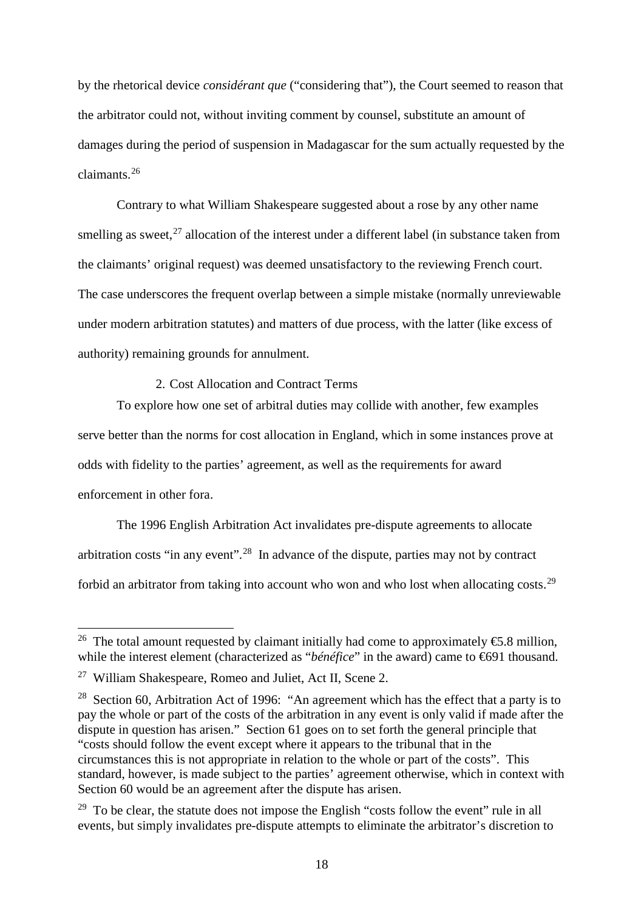by the rhetorical device *considérant que* ("considering that"), the Court seemed to reason that the arbitrator could not, without inviting comment by counsel, substitute an amount of damages during the period of suspension in Madagascar for the sum actually requested by the claimants.[26]

Contrary to what William Shakespeare suggested about a rose by any other name smelling as sweet,[27] allocation of the interest under a different label (in substance taken from the claimants' original request) was deemed unsatisfactory to the reviewing French court. The case underscores the frequent overlap between a simple mistake (normally unreviewable under modern arbitration statutes) and matters of due process, with the latter (like excess of authority) remaining grounds for annulment.

### 2. Cost Allocation and Contract Terms

To explore how one set of arbitral duties may collide with another, few examples serve better than the norms for cost allocation in England, which in some instances prove at odds with fidelity to the parties' agreement, as well as the requirements for award enforcement in other fora.

The 1996 English Arbitration Act invalidates pre-dispute agreements to allocate arbitration costs "in any event".[28] In advance of the dispute, parties may not by contract forbid an arbitrator from taking into account who won and who lost when allocating costs.[29]

---

[26] The total amount requested by claimant initially had come to approximately €5.8 million, while the interest element (characterized as "*bénéfice*" in the award) came to €691 thousand.

[27] William Shakespeare, Romeo and Juliet, Act II, Scene 2.

[28] Section 60, Arbitration Act of 1996: "An agreement which has the effect that a party is to pay the whole or part of the costs of the arbitration in any event is only valid if made after the dispute in question has arisen." Section 61 goes on to set forth the general principle that "costs should follow the event except where it appears to the tribunal that in the circumstances this is not appropriate in relation to the whole or part of the costs". This standard, however, is made subject to the parties' agreement otherwise, which in context with Section 60 would be an agreement after the dispute has arisen.

[29] To be clear, the statute does not impose the English "costs follow the event" rule in all events, but simply invalidates pre-dispute attempts to eliminate the arbitrator's discretion to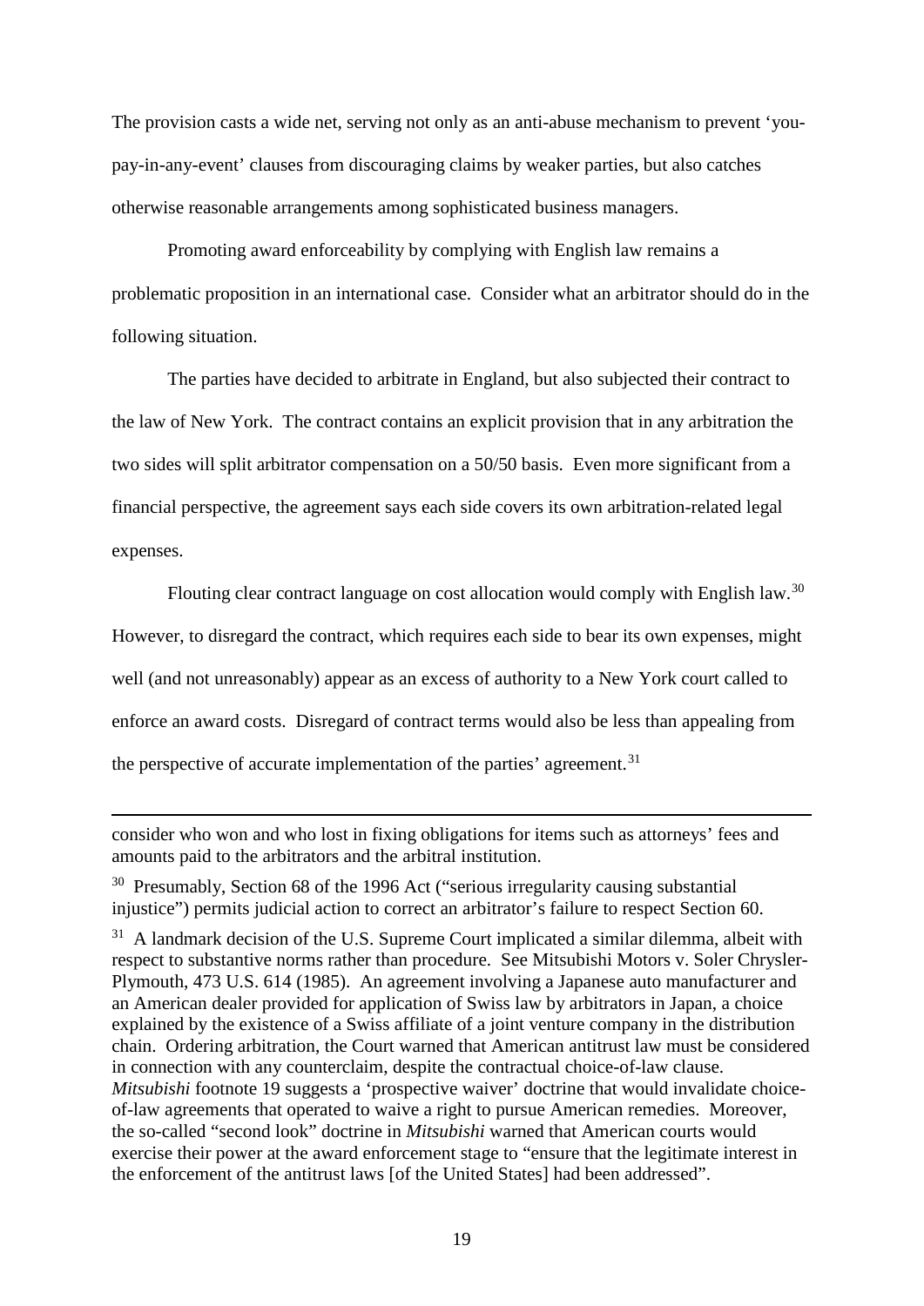The provision casts a wide net, serving not only as an anti-abuse mechanism to prevent 'you-pay-in-any-event' clauses from discouraging claims by weaker parties, but also catches otherwise reasonable arrangements among sophisticated business managers.

Promoting award enforceability by complying with English law remains a problematic proposition in an international case. Consider what an arbitrator should do in the following situation.

The parties have decided to arbitrate in England, but also subjected their contract to the law of New York. The contract contains an explicit provision that in any arbitration the two sides will split arbitrator compensation on a 50/50 basis. Even more significant from a financial perspective, the agreement says each side covers its own arbitration-related legal expenses.

Flouting clear contract language on cost allocation would comply with English law.[30] However, to disregard the contract, which requires each side to bear its own expenses, might well (and not unreasonably) appear as an excess of authority to a New York court called to enforce an award costs. Disregard of contract terms would also be less than appealing from the perspective of accurate implementation of the parties' agreement.[31]

---

consider who won and who lost in fixing obligations for items such as attorneys' fees and amounts paid to the arbitrators and the arbitral institution.

[30] Presumably, Section 68 of the 1996 Act ("serious irregularity causing substantial injustice") permits judicial action to correct an arbitrator's failure to respect Section 60.

[31] A landmark decision of the U.S. Supreme Court implicated a similar dilemma, albeit with respect to substantive norms rather than procedure. See Mitsubishi Motors v. Soler Chrysler-Plymouth, 473 U.S. 614 (1985). An agreement involving a Japanese auto manufacturer and an American dealer provided for application of Swiss law by arbitrators in Japan, a choice explained by the existence of a Swiss affiliate of a joint venture company in the distribution chain. Ordering arbitration, the Court warned that American antitrust law must be considered in connection with any counterclaim, despite the contractual choice-of-law clause. *Mitsubishi* footnote 19 suggests a 'prospective waiver' doctrine that would invalidate choice-of-law agreements that operated to waive a right to pursue American remedies. Moreover, the so-called "second look" doctrine in *Mitsubishi* warned that American courts would exercise their power at the award enforcement stage to "ensure that the legitimate interest in the enforcement of the antitrust laws [of the United States] had been addressed".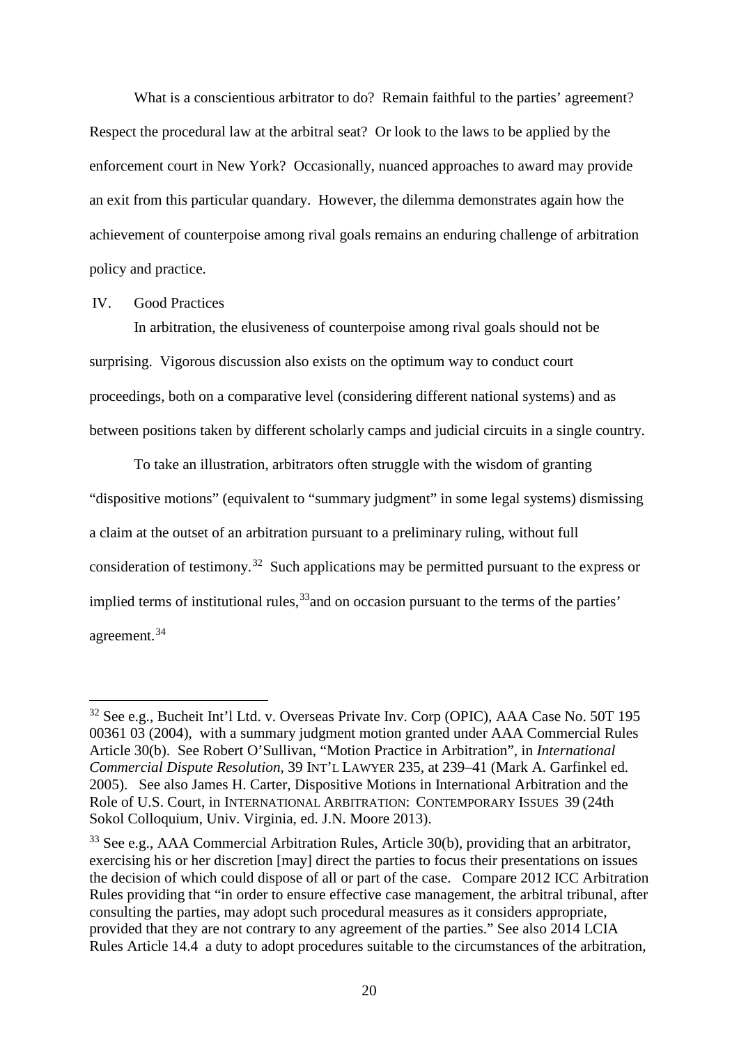What is a conscientious arbitrator to do? Remain faithful to the parties' agreement? Respect the procedural law at the arbitral seat? Or look to the laws to be applied by the enforcement court in New York? Occasionally, nuanced approaches to award may provide an exit from this particular quandary. However, the dilemma demonstrates again how the achievement of counterpoise among rival goals remains an enduring challenge of arbitration policy and practice.

## IV. Good Practices

In arbitration, the elusiveness of counterpoise among rival goals should not be surprising. Vigorous discussion also exists on the optimum way to conduct court proceedings, both on a comparative level (considering different national systems) and as between positions taken by different scholarly camps and judicial circuits in a single country.

To take an illustration, arbitrators often struggle with the wisdom of granting "dispositive motions" (equivalent to "summary judgment" in some legal systems) dismissing a claim at the outset of an arbitration pursuant to a preliminary ruling, without full consideration of testimony.[32] Such applications may be permitted pursuant to the express or implied terms of institutional rules,[33]and on occasion pursuant to the terms of the parties' agreement.[34]

---

[32] See e.g., Bucheit Int'l Ltd. v. Overseas Private Inv. Corp (OPIC), AAA Case No. 50T 195 00361 03 (2004), with a summary judgment motion granted under AAA Commercial Rules Article 30(b). See Robert O'Sullivan, "Motion Practice in Arbitration", in *International Commercial Dispute Resolution*, 39 INT'L LAWYER 235, at 239–41 (Mark A. Garfinkel ed. 2005). See also James H. Carter, Dispositive Motions in International Arbitration and the Role of U.S. Court, in INTERNATIONAL ARBITRATION: CONTEMPORARY ISSUES 39 (24th Sokol Colloquium, Univ. Virginia, ed. J.N. Moore 2013).

[33] See e.g., AAA Commercial Arbitration Rules, Article 30(b), providing that an arbitrator, exercising his or her discretion [may] direct the parties to focus their presentations on issues the decision of which could dispose of all or part of the case. Compare 2012 ICC Arbitration Rules providing that "in order to ensure effective case management, the arbitral tribunal, after consulting the parties, may adopt such procedural measures as it considers appropriate, provided that they are not contrary to any agreement of the parties." See also 2014 LCIA Rules Article 14.4 a duty to adopt procedures suitable to the circumstances of the arbitration,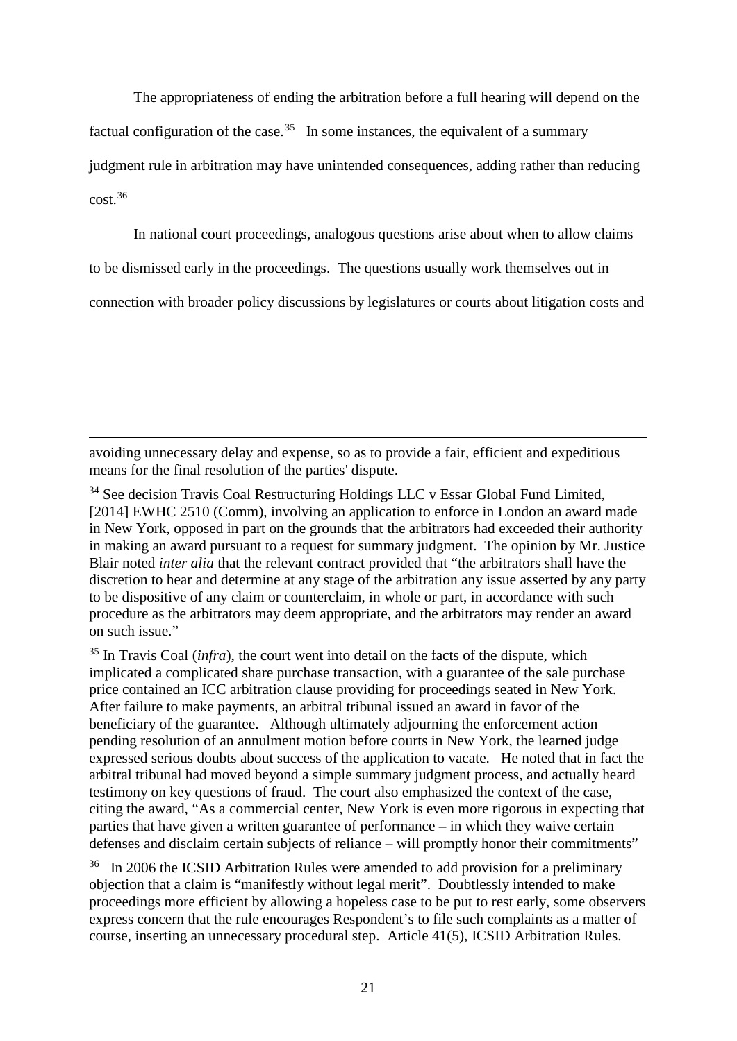The appropriateness of ending the arbitration before a full hearing will depend on the factual configuration of the case.[35] In some instances, the equivalent of a summary judgment rule in arbitration may have unintended consequences, adding rather than reducing cost.[36]

In national court proceedings, analogous questions arise about when to allow claims to be dismissed early in the proceedings. The questions usually work themselves out in connection with broader policy discussions by legislatures or courts about litigation costs and

---

avoiding unnecessary delay and expense, so as to provide a fair, efficient and expeditious means for the final resolution of the parties' dispute.

[34] See decision Travis Coal Restructuring Holdings LLC v Essar Global Fund Limited, [2014] EWHC 2510 (Comm), involving an application to enforce in London an award made in New York, opposed in part on the grounds that the arbitrators had exceeded their authority in making an award pursuant to a request for summary judgment. The opinion by Mr. Justice Blair noted *inter alia* that the relevant contract provided that "the arbitrators shall have the discretion to hear and determine at any stage of the arbitration any issue asserted by any party to be dispositive of any claim or counterclaim, in whole or part, in accordance with such procedure as the arbitrators may deem appropriate, and the arbitrators may render an award on such issue."

[35] In Travis Coal (*infra*), the court went into detail on the facts of the dispute, which implicated a complicated share purchase transaction, with a guarantee of the sale purchase price contained an ICC arbitration clause providing for proceedings seated in New York. After failure to make payments, an arbitral tribunal issued an award in favor of the beneficiary of the guarantee. Although ultimately adjourning the enforcement action pending resolution of an annulment motion before courts in New York, the learned judge expressed serious doubts about success of the application to vacate. He noted that in fact the arbitral tribunal had moved beyond a simple summary judgment process, and actually heard testimony on key questions of fraud. The court also emphasized the context of the case, citing the award, "As a commercial center, New York is even more rigorous in expecting that parties that have given a written guarantee of performance – in which they waive certain defenses and disclaim certain subjects of reliance – will promptly honor their commitments"

[36] In 2006 the ICSID Arbitration Rules were amended to add provision for a preliminary objection that a claim is "manifestly without legal merit". Doubtlessly intended to make proceedings more efficient by allowing a hopeless case to be put to rest early, some observers express concern that the rule encourages Respondent's to file such complaints as a matter of course, inserting an unnecessary procedural step. Article 41(5), ICSID Arbitration Rules.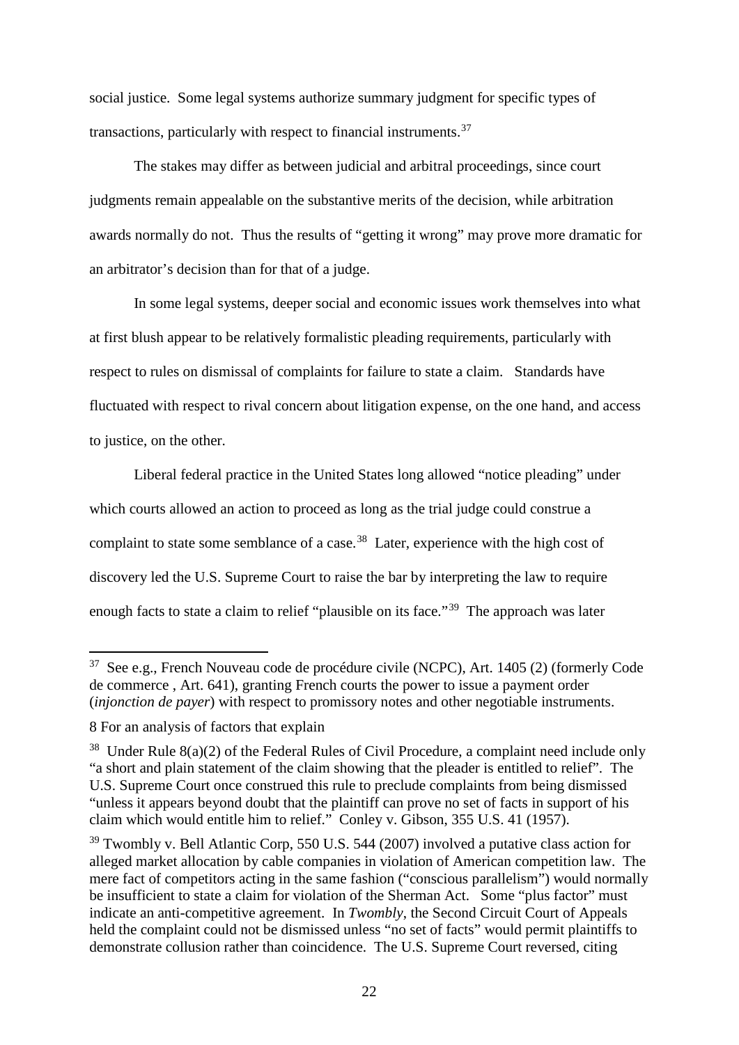social justice. Some legal systems authorize summary judgment for specific types of transactions, particularly with respect to financial instruments.[37]

The stakes may differ as between judicial and arbitral proceedings, since court judgments remain appealable on the substantive merits of the decision, while arbitration awards normally do not. Thus the results of "getting it wrong" may prove more dramatic for an arbitrator's decision than for that of a judge.

In some legal systems, deeper social and economic issues work themselves into what at first blush appear to be relatively formalistic pleading requirements, particularly with respect to rules on dismissal of complaints for failure to state a claim. Standards have fluctuated with respect to rival concern about litigation expense, on the one hand, and access to justice, on the other.

Liberal federal practice in the United States long allowed "notice pleading" under which courts allowed an action to proceed as long as the trial judge could construe a complaint to state some semblance of a case.[38] Later, experience with the high cost of discovery led the U.S. Supreme Court to raise the bar by interpreting the law to require enough facts to state a claim to relief "plausible on its face."[39] The approach was later

---

[37] See e.g., French Nouveau code de procédure civile (NCPC), Art. 1405 (2) (formerly Code de commerce , Art. 641), granting French courts the power to issue a payment order (*injonction de payer*) with respect to promissory notes and other negotiable instruments.

8 For an analysis of factors that explain

[38] Under Rule 8(a)(2) of the Federal Rules of Civil Procedure, a complaint need include only "a short and plain statement of the claim showing that the pleader is entitled to relief". The U.S. Supreme Court once construed this rule to preclude complaints from being dismissed "unless it appears beyond doubt that the plaintiff can prove no set of facts in support of his claim which would entitle him to relief." Conley v. Gibson, 355 U.S. 41 (1957).

[39] Twombly v. Bell Atlantic Corp, 550 U.S. 544 (2007) involved a putative class action for alleged market allocation by cable companies in violation of American competition law. The mere fact of competitors acting in the same fashion ("conscious parallelism") would normally be insufficient to state a claim for violation of the Sherman Act. Some "plus factor" must indicate an anti-competitive agreement. In *Twombly*, the Second Circuit Court of Appeals held the complaint could not be dismissed unless "no set of facts" would permit plaintiffs to demonstrate collusion rather than coincidence. The U.S. Supreme Court reversed, citing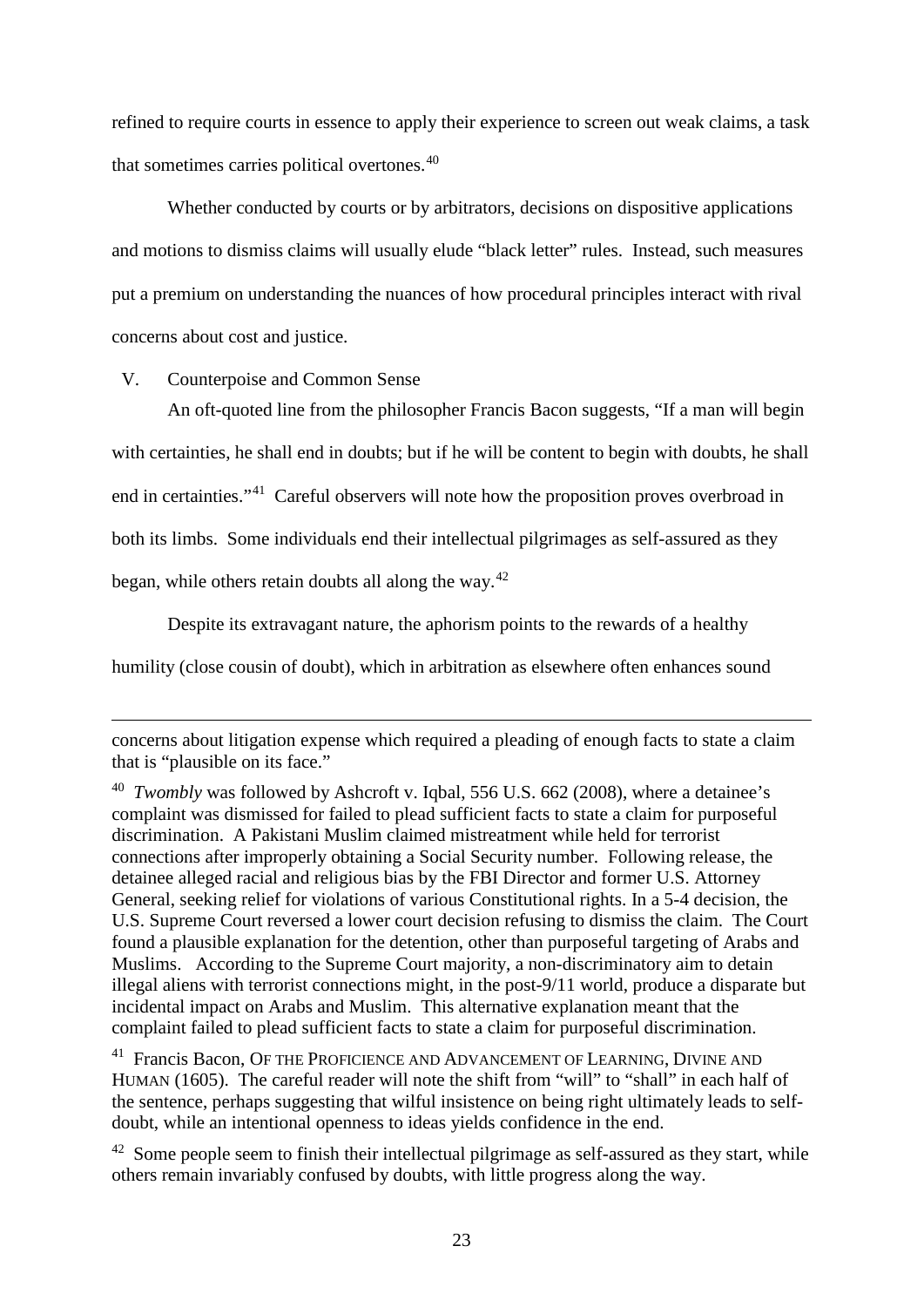refined to require courts in essence to apply their experience to screen out weak claims, a task that sometimes carries political overtones.[40]

Whether conducted by courts or by arbitrators, decisions on dispositive applications and motions to dismiss claims will usually elude "black letter" rules. Instead, such measures put a premium on understanding the nuances of how procedural principles interact with rival concerns about cost and justice.

## V. Counterpoise and Common Sense

An oft-quoted line from the philosopher Francis Bacon suggests, "If a man will begin with certainties, he shall end in doubts; but if he will be content to begin with doubts, he shall end in certainties."[41] Careful observers will note how the proposition proves overbroad in both its limbs. Some individuals end their intellectual pilgrimages as self-assured as they began, while others retain doubts all along the way.[42]

Despite its extravagant nature, the aphorism points to the rewards of a healthy humility (close cousin of doubt), which in arbitration as elsewhere often enhances sound

---

concerns about litigation expense which required a pleading of enough facts to state a claim that is "plausible on its face."

[40] *Twombly* was followed by Ashcroft v. Iqbal, 556 U.S. 662 (2008), where a detainee's complaint was dismissed for failed to plead sufficient facts to state a claim for purposeful discrimination. A Pakistani Muslim claimed mistreatment while held for terrorist connections after improperly obtaining a Social Security number. Following release, the detainee alleged racial and religious bias by the FBI Director and former U.S. Attorney General, seeking relief for violations of various Constitutional rights. In a 5-4 decision, the U.S. Supreme Court reversed a lower court decision refusing to dismiss the claim. The Court found a plausible explanation for the detention, other than purposeful targeting of Arabs and Muslims. According to the Supreme Court majority, a non-discriminatory aim to detain illegal aliens with terrorist connections might, in the post-9/11 world, produce a disparate but incidental impact on Arabs and Muslim. This alternative explanation meant that the complaint failed to plead sufficient facts to state a claim for purposeful discrimination.

[41] Francis Bacon, OF THE PROFICIENCE AND ADVANCEMENT OF LEARNING, DIVINE AND HUMAN (1605). The careful reader will note the shift from "will" to "shall" in each half of the sentence, perhaps suggesting that wilful insistence on being right ultimately leads to self-doubt, while an intentional openness to ideas yields confidence in the end.

[42] Some people seem to finish their intellectual pilgrimage as self-assured as they start, while others remain invariably confused by doubts, with little progress along the way.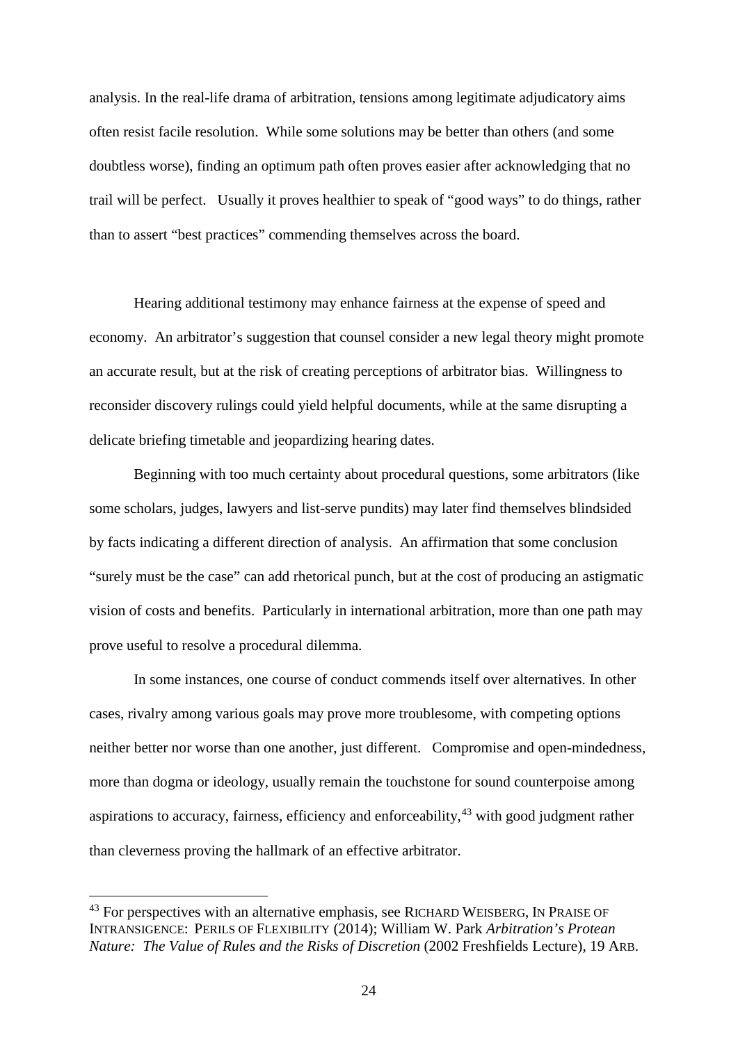analysis. In the real-life drama of arbitration, tensions among legitimate adjudicatory aims often resist facile resolution. While some solutions may be better than others (and some doubtless worse), finding an optimum path often proves easier after acknowledging that no trail will be perfect. Usually it proves healthier to speak of "good ways" to do things, rather than to assert "best practices" commending themselves across the board.

Hearing additional testimony may enhance fairness at the expense of speed and economy. An arbitrator's suggestion that counsel consider a new legal theory might promote an accurate result, but at the risk of creating perceptions of arbitrator bias. Willingness to reconsider discovery rulings could yield helpful documents, while at the same disrupting a delicate briefing timetable and jeopardizing hearing dates.

Beginning with too much certainty about procedural questions, some arbitrators (like some scholars, judges, lawyers and list-serve pundits) may later find themselves blindsided by facts indicating a different direction of analysis. An affirmation that some conclusion "surely must be the case" can add rhetorical punch, but at the cost of producing an astigmatic vision of costs and benefits. Particularly in international arbitration, more than one path may prove useful to resolve a procedural dilemma.

In some instances, one course of conduct commends itself over alternatives. In other cases, rivalry among various goals may prove more troublesome, with competing options neither better nor worse than one another, just different. Compromise and open-mindedness, more than dogma or ideology, usually remain the touchstone for sound counterpoise among aspirations to accuracy, fairness, efficiency and enforceability,[43] with good judgment rather than cleverness proving the hallmark of an effective arbitrator.

---

[43] For perspectives with an alternative emphasis, see RICHARD WEISBERG, IN PRAISE OF INTRANSIGENCE: PERILS OF FLEXIBILITY (2014); William W. Park *Arbitration's Protean Nature: The Value of Rules and the Risks of Discretion* (2002 Freshfields Lecture), 19 ARB.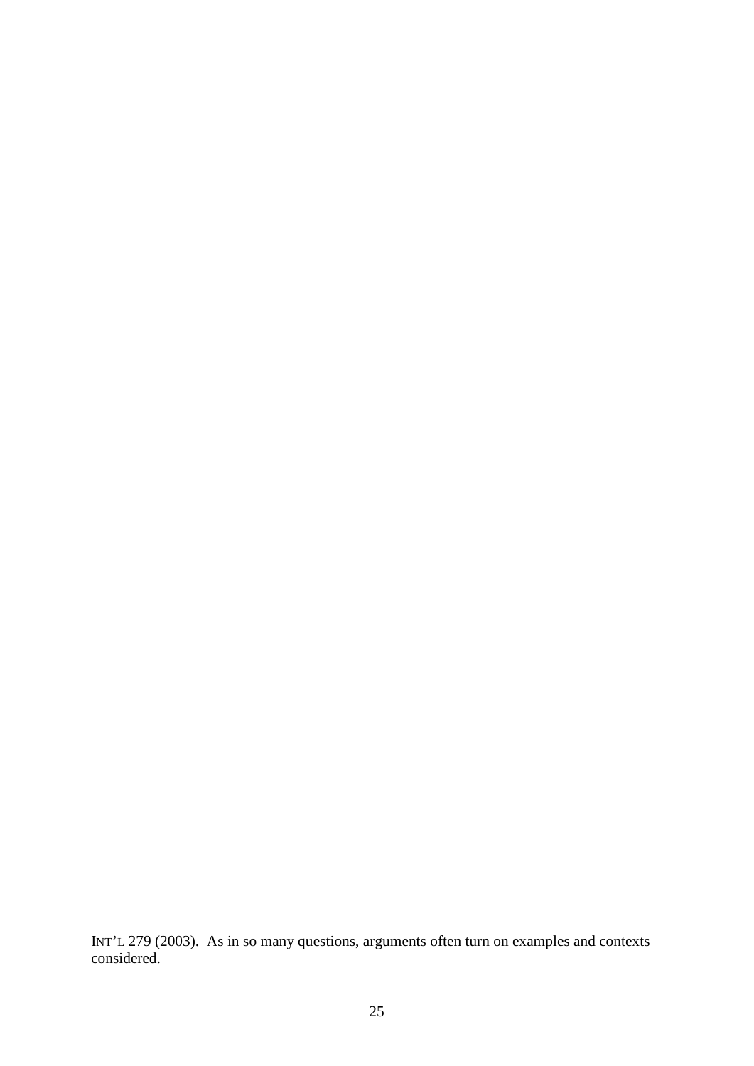INT'L 279 (2003). As in so many questions, arguments often turn on examples and contexts considered.